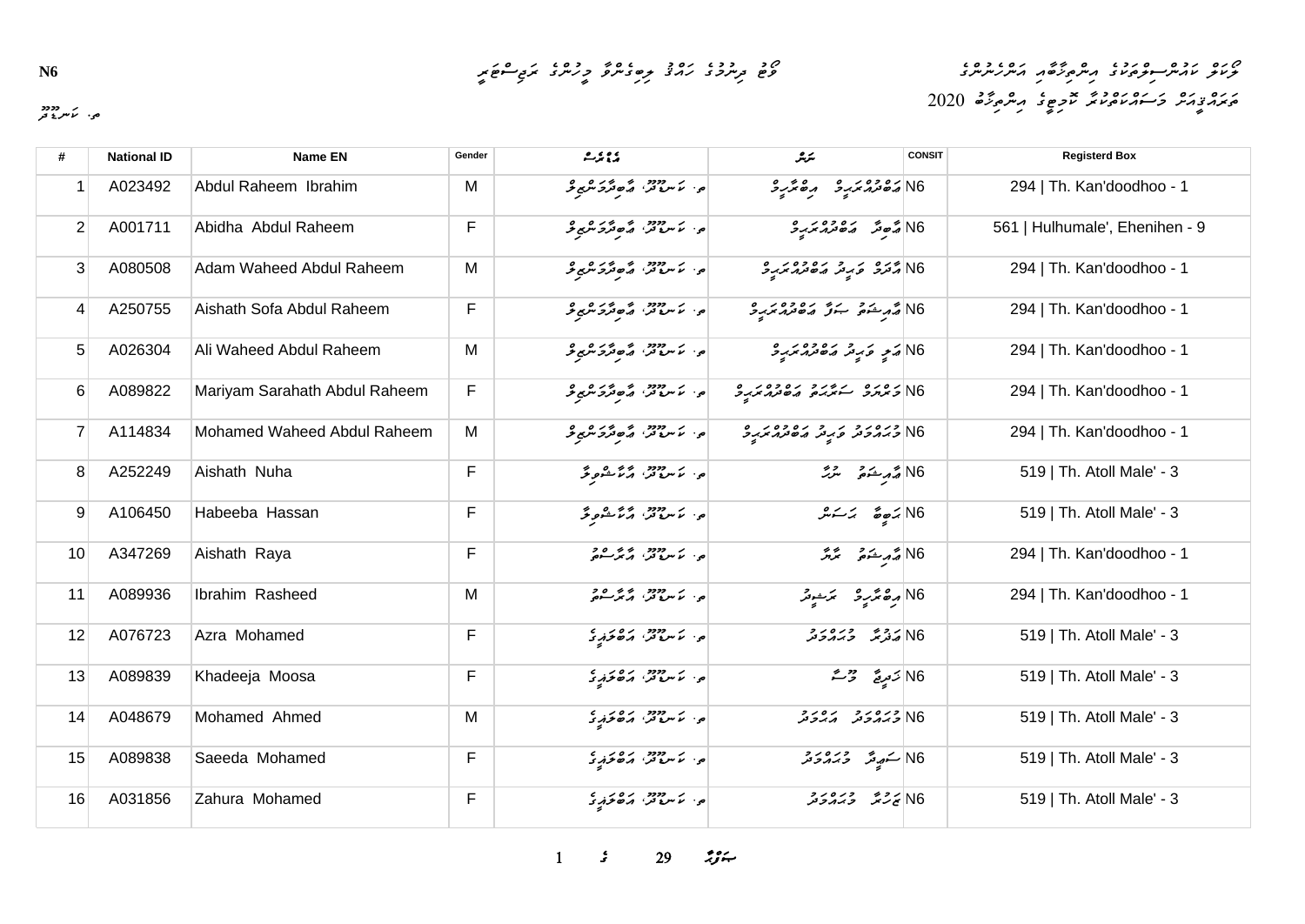# ލޯކަލް ކައުންސިލްތަކުގެ އިންތިޚާބާއި އަންހެނުންގެ ތަރައްޤީއަށް މަސައްކަތްކުރާ ކޮމިޓީގެ އިންތިޚާބު 2020

ތ. ކަނޑޫދޫ

N6

| # | National ID | Name EN | Gender | ޖެންޑަރ | ނަން | CONSIT | Registerd Box |
|---|---|---|---|---|---|---|---|
| 1 | A023492 | Abdul Raheem Ibrahim | M | ތ. ކަނޑޫދޫ، އާބިދާމަންޒިލް | އަބްދުއްރަޙީމް އިބްރާހީމް | N6 | 294 \| Th. Kan'doodhoo - 1 |
| 2 | A001711 | Abidha Abdul Raheem | F | ތ. ކަނޑޫދޫ، އާބިދާމަންޒިލް | އާބިދާ އަބްދުއްރަޙީމް | N6 | 561 \| Hulhumale', Ehenihen - 9 |
| 3 | A080508 | Adam Waheed Abdul Raheem | M | ތ. ކަނޑޫދޫ، އާބިދާމަންޒިލް | އާދަމް ވަޙީދު އަބްދުއްރަޙީމް | N6 | 294 \| Th. Kan'doodhoo - 1 |
| 4 | A250755 | Aishath Sofa Abdul Raheem | F | ތ. ކަނޑޫދޫ، އާބިދާމަންޒިލް | އާއިޝަތު ސޯފާ އަބްދުއްރަޙީމް | N6 | 294 \| Th. Kan'doodhoo - 1 |
| 5 | A026304 | Ali Waheed Abdul Raheem | M | ތ. ކަނޑޫދޫ، އާބިދާމަންޒިލް | އަލި ވަޙީދު އަބްދުއްރަޙީމް | N6 | 294 \| Th. Kan'doodhoo - 1 |
| 6 | A089822 | Mariyam Sarahath Abdul Raheem | F | ތ. ކަނޑޫދޫ، އާބިދާމަންޒިލް | މަރިޔަމް ސަރާހަތު އަބްދުއްރަޙީމް | N6 | 294 \| Th. Kan'doodhoo - 1 |
| 7 | A114834 | Mohamed Waheed Abdul Raheem | M | ތ. ކަނޑޫދޫ، އާބިދާމަންޒިލް | މުޙައްމަދު ވަޙީދު އަބްދުއްރަޙީމް | N6 | 294 \| Th. Kan'doodhoo - 1 |
| 8 | A252249 | Aishath Nuha | F | ތ. ކަނޑޫދޫ، އާހާޝޯވާ | އާއިޝަތު ނުހާ | N6 | 519 \| Th. Atoll Male' - 3 |
| 9 | A106450 | Habeeba Hassan | F | ތ. ކަނޑޫދޫ، އާހާޝޯވާ | ހަބީބާ ހަސަން | N6 | 519 \| Th. Atoll Male' - 3 |
| 10 | A347269 | Aishath Raya | F | ތ. ކަނޑޫދޫ، އާރާމްގެ | އާއިޝަތު ރަޔާ | N6 | 294 \| Th. Kan'doodhoo - 1 |
| 11 | A089936 | Ibrahim Rasheed | M | ތ. ކަނޑޫދޫ، އާރާމްގެ | އިބްރާހީމް ރަޝީދު | N6 | 294 \| Th. Kan'doodhoo - 1 |
| 12 | A076723 | Azra Mohamed | F | ތ. ކަނޑޫދޫ، އަބަވަދީގެ | އަޒްރާ މުޙައްމަދު | N6 | 519 \| Th. Atoll Male' - 3 |
| 13 | A089839 | Khadeeja Moosa | F | ތ. ކަނޑޫދޫ، އަބަވަދީގެ | ޚަދީޖާ މޫސާ | N6 | 519 \| Th. Atoll Male' - 3 |
| 14 | A048679 | Mohamed Ahmed | M | ތ. ކަނޑޫދޫ، އަބަވަދީގެ | މުޙައްމަދު އަޙްމަދު | N6 | 519 \| Th. Atoll Male' - 3 |
| 15 | A089838 | Saeeda Mohamed | F | ތ. ކަނޑޫދޫ، އަބަވަދީގެ | ސައީދާ މުޙައްމަދު | N6 | 519 \| Th. Atoll Male' - 3 |
| 16 | A031856 | Zahura Mohamed | F | ތ. ކަނޑޫދޫ، އަބަވަދީގެ | ޒަހުރާ މުޙައްމަދު | N6 | 519 \| Th. Atoll Male' - 3 |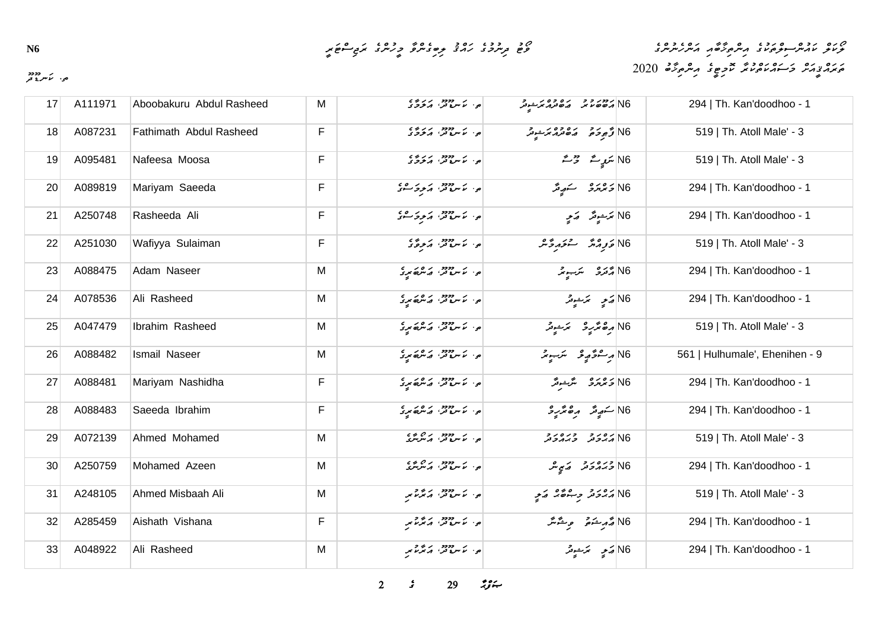| 17 | A111971 | Aboobakuru Abdul Rasheed | M | ތ. ކަނޑޫދޫ، އަލަމާގެ | N6 އަބޫބަކުރު އަބްދުލްރަޝީދު | 294 \| Th. Kan'doodhoo - 1 |
|---|---|---|---|---|---|---|
| 18 | A087231 | Fathimath Abdul Rasheed | F | ތ. ކަނޑޫދޫ، އަލަމާގެ | N6 ފާތިމަތު އަބްދުލްރަޝީދު | 519 \| Th. Atoll Male' - 3 |
| 19 | A095481 | Nafeesa Moosa | F | ތ. ކަނޑޫދޫ، އަލަމާގެ | N6 ނަފީސާ މޫސާ | 519 \| Th. Atoll Male' - 3 |
| 20 | A089819 | Mariyam Saeeda | F | ތ. ކަނޑޫދޫ، އަލިމަސްގެ | N6 މަރިޔަމް ސަޢީދާ | 294 \| Th. Kan'doodhoo - 1 |
| 21 | A250748 | Rasheeda Ali | F | ތ. ކަނޑޫދޫ، އަލިމަސްގެ | N6 ރަޝީދާ އަލި | 294 \| Th. Kan'doodhoo - 1 |
| 22 | A251030 | Wafiyya Sulaiman | F | ތ. ކަނޑޫދޫ، އަލިވާގެ | N6 ވަފިއްޔާ ސުލައިމާން | 519 \| Th. Atoll Male' - 3 |
| 23 | A088475 | Adam Naseer | M | ތ. ކަނޑޫދޫ، އަންބަރީގެ | N6 އާދަމް ނަސީރު | 294 \| Th. Kan'doodhoo - 1 |
| 24 | A078536 | Ali Rasheed | M | ތ. ކަނޑޫދޫ، އަންބަރީގެ | N6 އަލި ރަޝީދު | 294 \| Th. Kan'doodhoo - 1 |
| 25 | A047479 | Ibrahim Rasheed | M | ތ. ކަނޑޫދޫ، އަންބަރީގެ | N6 އިބްރާހީމް ރަޝީދު | 519 \| Th. Atoll Male' - 3 |
| 26 | A088482 | Ismail Naseer | M | ތ. ކަނޑޫދޫ، އަންބަރީގެ | N6 އިސްމާއީލް ނަސީރު | 561 \| Hulhumale', Ehenihen - 9 |
| 27 | A088481 | Mariyam Nashidha | F | ތ. ކަނޑޫދޫ، އަންބަރީގެ | N6 މަރިޔަމް ނާޝިދާ | 294 \| Th. Kan'doodhoo - 1 |
| 28 | A088483 | Saeeda Ibrahim | F | ތ. ކަނޑޫދޫ، އަންބަރީގެ | N6 ސަޢީދާ އިބްރާހީމް | 294 \| Th. Kan'doodhoo - 1 |
| 29 | A072139 | Ahmed Mohamed | M | ތ. ކަނޑޫދޫ، އަސްރާގެ | N6 އަހުމަދު މުޙައްމަދު | 519 \| Th. Atoll Male' - 3 |
| 30 | A250759 | Mohamed Azeen | M | ތ. ކަނޑޫދޫ، އަސްރާގެ | N6 މުޙައްމަދު އަޒީން | 294 \| Th. Kan'doodhoo - 1 |
| 31 | A248105 | Ahmed Misbaah Ali | M | ތ. ކަނޑޫދޫ، އަރާމް | N6 އަހުމަދު މިސްބާހް އަލި | 519 \| Th. Atoll Male' - 3 |
| 32 | A285459 | Aishath Vishana | F | ތ. ކަނޑޫދޫ، އަރާމް | N6 އާއިޝަތު ވިޝާނާ | 294 \| Th. Kan'doodhoo - 1 |
| 33 | A048922 | Ali Rasheed | M | ތ. ކަނޑޫދޫ، އަރާމް | N6 އަލި ރަޝީދު | 294 \| Th. Kan'doodhoo - 1 |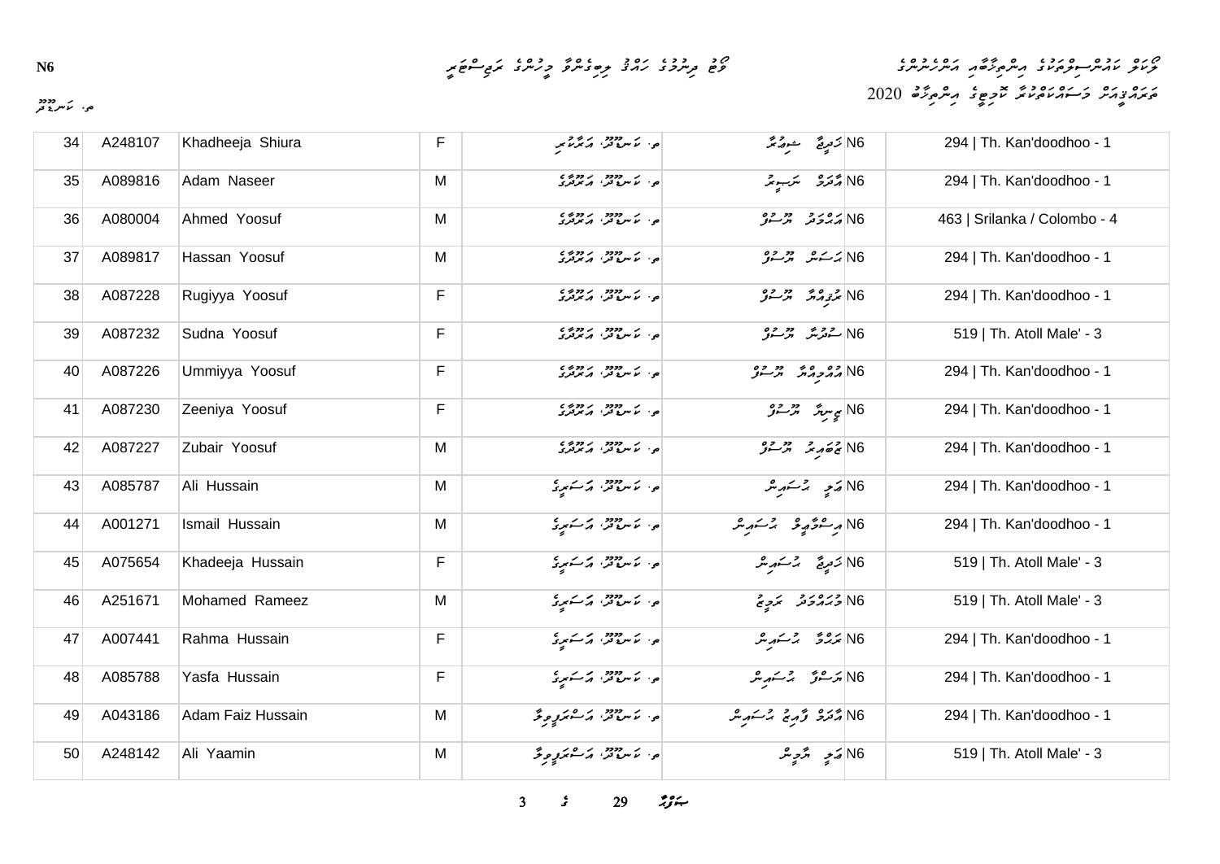| 34 | A248107 | Khadheeja Shiura | F | ތ. ކަނޑޫދޫ، އަރާރުމި | N6 ހަދީޖާ ޝިޢުރާ | 294 \| Th. Kan'doodhoo - 1 |
|---|---|---|---|---|---|---|
| 35 | A089816 | Adam Naseer | M | ތ. ކަނޑޫދޫ، އަރުދަރާ | N6 އާދަމް ނަސީރު | 294 \| Th. Kan'doodhoo - 1 |
| 36 | A080004 | Ahmed Yoosuf | M | ތ. ކަނޑޫދޫ، އަރުދަރާ | N6 އަހުމަދު ޔޫސުފް | 463 \| Srilanka / Colombo - 4 |
| 37 | A089817 | Hassan Yoosuf | M | ތ. ކަނޑޫދޫ، އަރުދަރާ | N6 ހަސަން ޔޫސުފް | 294 \| Th. Kan'doodhoo - 1 |
| 38 | A087228 | Rugiyya Yoosuf | F | ތ. ކަނޑޫދޫ، އަރުދަރާ | N6 ރުޤިއްޔާ ޔޫސުފް | 294 \| Th. Kan'doodhoo - 1 |
| 39 | A087232 | Sudna Yoosuf | F | ތ. ކަނޑޫދޫ، އަރުދަރާ | N6 ސުދުނާ ޔޫސުފް | 519 \| Th. Atoll Male' - 3 |
| 40 | A087226 | Ummiyya Yoosuf | F | ތ. ކަނޑޫދޫ، އަރުދަރާ | N6 އުއްމިއްޔާ ޔޫސުފް | 294 \| Th. Kan'doodhoo - 1 |
| 41 | A087230 | Zeeniya Yoosuf | F | ތ. ކަނޑޫދޫ، އަރުދަރާ | N6 ޒީނިޔާ ޔޫސުފް | 294 \| Th. Kan'doodhoo - 1 |
| 42 | A087227 | Zubair Yoosuf | M | ތ. ކަނޑޫދޫ، އަރުދަރާ | N6 ޒުބައިރު ޔޫސުފް | 294 \| Th. Kan'doodhoo - 1 |
| 43 | A085787 | Ali Hussain | M | ތ. ކަނޑޫދޫ، އަސަލިގެ | N6 އަލި ހުސައިން | 294 \| Th. Kan'doodhoo - 1 |
| 44 | A001271 | Ismail Hussain | M | ތ. ކަނޑޫދޫ، އަސަލިގެ | N6 އިސްމާއީލް ހުސައިން | 294 \| Th. Kan'doodhoo - 1 |
| 45 | A075654 | Khadeeja Hussain | F | ތ. ކަނޑޫދޫ، އަސަލިގެ | N6 ހަދީޖާ ހުސައިން | 519 \| Th. Atoll Male' - 3 |
| 46 | A251671 | Mohamed Rameez | M | ތ. ކަނޑޫދޫ، އަސަލިގެ | N6 މުހައްމަދު ރަމީޒް | 519 \| Th. Atoll Male' - 3 |
| 47 | A007441 | Rahma Hussain | F | ތ. ކަނޑޫދޫ، އަސަލިގެ | N6 ރަޙްމާ ހުސައިން | 294 \| Th. Kan'doodhoo - 1 |
| 48 | A085788 | Yasfa Hussain | F | ތ. ކަނޑޫދޫ، އަސަލިގެ | N6 ޔަސްފާ ހުސައިން | 294 \| Th. Kan'doodhoo - 1 |
| 49 | A043186 | Adam Faiz Hussain | M | ތ. ކަނޑޫދޫ، އަސްތަރުވިލާ | N6 އާދަމް ފާއިޒް ހުސައިން | 294 \| Th. Kan'doodhoo - 1 |
| 50 | A248142 | Ali Yaamin | M | ތ. ކަނޑޫދޫ، އަސްތަރުވިލާ | N6 އަލި ޔާމިން | 519 \| Th. Atoll Male' - 3 |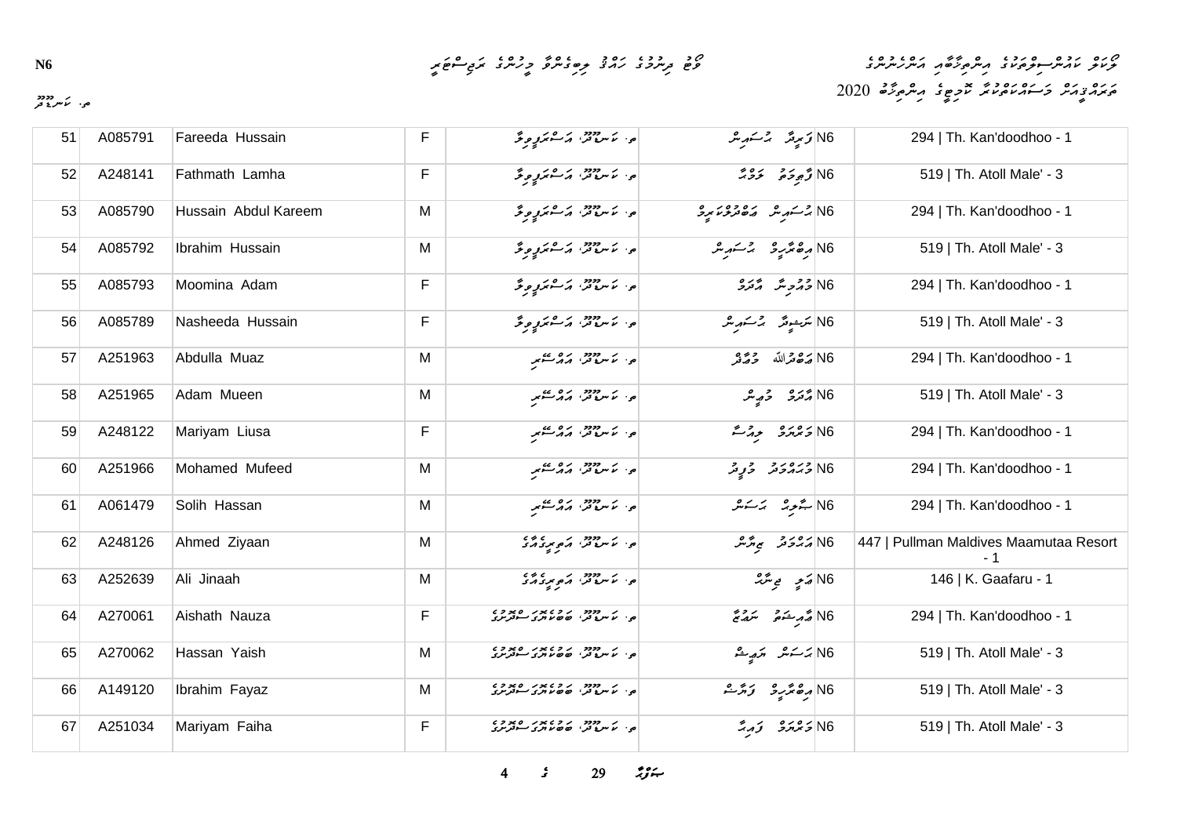| 51 | A085791 | Fareeda Hussain | F | ތ. ކަނޑޫދޫ، އަސްތަރިވިލާ | ފަރީދާ ހުސައިން N6 | 294 \| Th. Kan'doodhoo - 1 |
|---|---|---|---|---|---|---|
| 52 | A248141 | Fathmath Lamha | F | ތ. ކަނޑޫދޫ، އަސްތަރިވިލާ | ފާތިމަތު ލަމްހާ N6 | 519 \| Th. Atoll Male' - 3 |
| 53 | A085790 | Hussain Abdul Kareem | M | ތ. ކަނޑޫދޫ، އަސްތަރިވިލާ | ހުސައިން އަބްދުލްކަރީމް N6 | 294 \| Th. Kan'doodhoo - 1 |
| 54 | A085792 | Ibrahim Hussain | M | ތ. ކަނޑޫދޫ، އަސްތަރިވިލާ | އިބްރާހީމް ހުސައިން N6 | 519 \| Th. Atoll Male' - 3 |
| 55 | A085793 | Moomina Adam | F | ތ. ކަނޑޫދޫ، އަސްތަރިވިލާ | މޫމިނާ އާދަމް N6 | 294 \| Th. Kan'doodhoo - 1 |
| 56 | A085789 | Nasheeda Hussain | F | ތ. ކަނޑޫދޫ، އަސްތަރިވިލާ | ނަޝީދާ ހުސައިން N6 | 519 \| Th. Atoll Male' - 3 |
| 57 | A251963 | Abdulla Muaz | M | ތ. ކަނޑޫދޫ، އައުސްޓަރ | އަބްދުﷲ މުޢާޒު N6 | 294 \| Th. Kan'doodhoo - 1 |
| 58 | A251965 | Adam Mueen | M | ތ. ކަނޑޫދޫ، އައުސްޓަރ | އާދަމް މުޢީން N6 | 519 \| Th. Atoll Male' - 3 |
| 59 | A248122 | Mariyam Liusa | F | ތ. ކަނޑޫދޫ، އައުސްޓަރ | މަރިޔަމް ލިއުސާ N6 | 294 \| Th. Kan'doodhoo - 1 |
| 60 | A251966 | Mohamed Mufeed | M | ތ. ކަނޑޫދޫ، އައުސްޓަރ | މުހައްމަދު މުފީދު N6 | 294 \| Th. Kan'doodhoo - 1 |
| 61 | A061479 | Solih Hassan | M | ތ. ކަނޑޫދޫ، އައުސްޓަރ | ސާލިހު ހަސަން N6 | 294 \| Th. Kan'doodhoo - 1 |
| 62 | A248126 | Ahmed Ziyaan | M | ތ. ކަނޑޫދޫ، އަލިރިހާގެ | އަހްމަދު ޒިޔާން N6 | 447 \| Pullman Maldives Maamutaa Resort - 1 |
| 63 | A252639 | Ali Jinaah | M | ތ. ކަނޑޫދޫ، އަލިރިހާގެ | އަލި ޖިނާހް N6 | 146 \| K. Gaafaru - 1 |
| 64 | A270061 | Aishath Nauza | F | ތ. ކަނޑޫދޫ، ބަބުރުގެ ސްޓޯރ | އާއިޝަތު ނައުޒާ N6 | 294 \| Th. Kan'doodhoo - 1 |
| 65 | A270062 | Hassan Yaish | M | ތ. ކަނޑޫދޫ، ބަބުރުގެ ސްޓޯރ | ހަސަން ޔައިޝް N6 | 519 \| Th. Atoll Male' - 3 |
| 66 | A149120 | Ibrahim Fayaz | M | ތ. ކަނޑޫދޫ، ބަބުރުގެ ސްޓޯރ | އިބްރާހީމް ފައްޔާޒް N6 | 519 \| Th. Atoll Male' - 3 |
| 67 | A251034 | Mariyam Faiha | F | ތ. ކަނޑޫދޫ، ބަބުރުގެ ސްޓޯރ | މަރިޔަމް ފައިހާ N6 | 519 \| Th. Atoll Male' - 3 |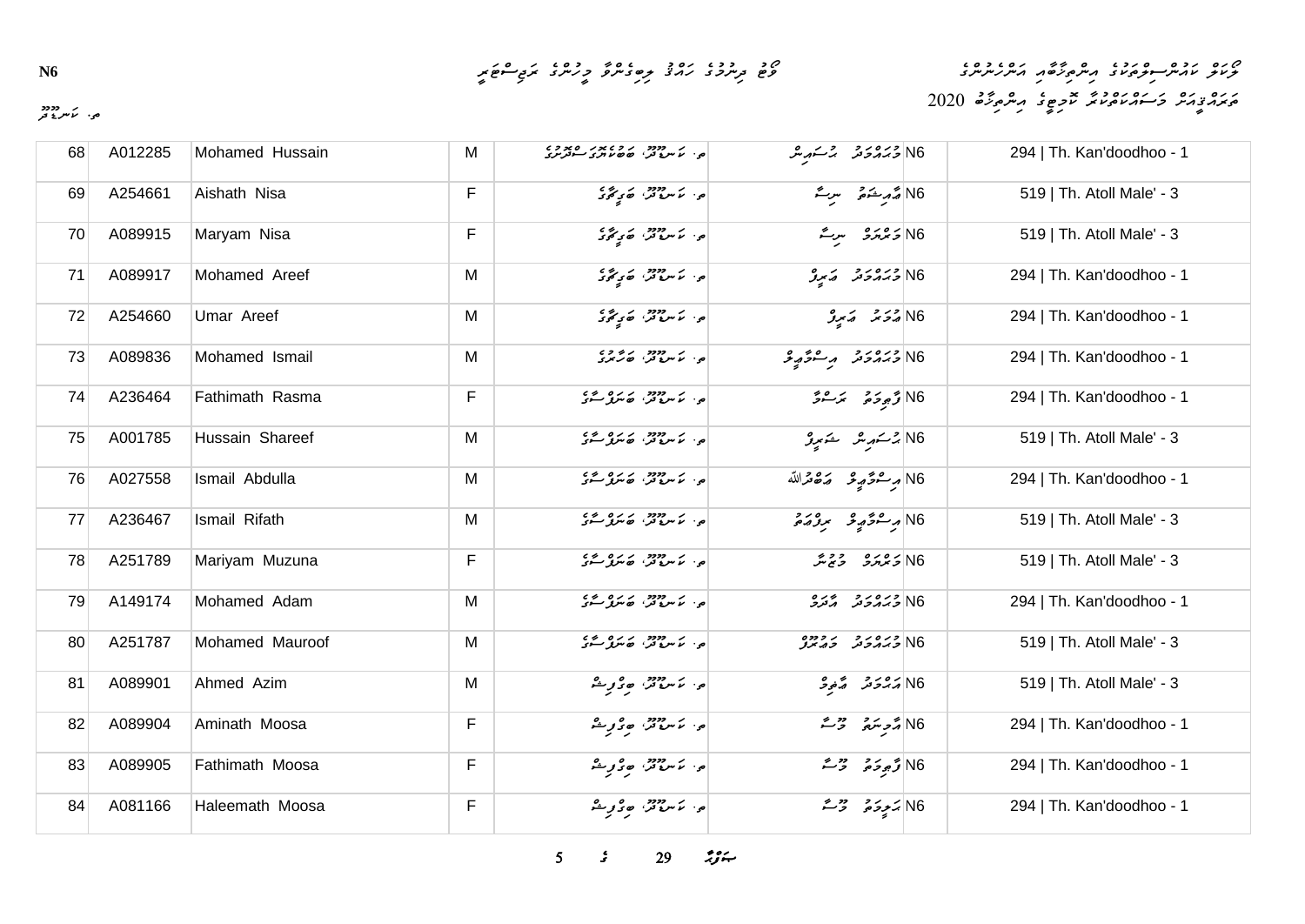| 68 | A012285 | Mohamed Hussain | M | ތ. ކަނޑޫދޫ، ޙަޟްރަމީހަސަންދޯރު | N6 محمد حسين | 294 \| Th. Kan'doodhoo - 1 |
|---|---|---|---|---|---|---|
| 69 | A254661 | Aishath Nisa | F | ތ. ކަނޑޫދޫ، ބަހާރާގެ | N6 عائشة نيسا | 519 \| Th. Atoll Male' - 3 |
| 70 | A089915 | Maryam Nisa | F | ތ. ކަނޑޫދޫ، ބަހާރާގެ | N6 مريم نيسا | 519 \| Th. Atoll Male' - 3 |
| 71 | A089917 | Mohamed Areef | M | ތ. ކަނޑޫދޫ، ބަހާރާގެ | N6 محمد عارف | 294 \| Th. Kan'doodhoo - 1 |
| 72 | A254660 | Umar Areef | M | ތ. ކަނޑޫދޫ، ބަހާރާގެ | N6 عمر عارف | 294 \| Th. Kan'doodhoo - 1 |
| 73 | A089836 | Mohamed Ismail | M | ތ. ކަނޑޫދޫ، ބަހާރު | N6 محمد إسماعيل | 294 \| Th. Kan'doodhoo - 1 |
| 74 | A236464 | Fathimath Rasma | F | ތ. ކަނޑޫދޫ، ބަނަފްސާގެ | N6 فاطمة رسما | 294 \| Th. Kan'doodhoo - 1 |
| 75 | A001785 | Hussain Shareef | M | ތ. ކަނޑޫދޫ، ބަނަފްސާގެ | N6 حسين شريف | 519 \| Th. Atoll Male' - 3 |
| 76 | A027558 | Ismail Abdulla | M | ތ. ކަނޑޫދޫ، ބަނަފްސާގެ | N6 إسماعيل عبدالله | 294 \| Th. Kan'doodhoo - 1 |
| 77 | A236467 | Ismail Rifath | M | ތ. ކަނޑޫދޫ، ބަނަފްސާގެ | N6 إسماعيل رفعت | 519 \| Th. Atoll Male' - 3 |
| 78 | A251789 | Mariyam Muzuna | F | ތ. ކަނޑޫދޫ، ބަނަފްސާގެ | N6 مريم مزنة | 519 \| Th. Atoll Male' - 3 |
| 79 | A149174 | Mohamed Adam | M | ތ. ކަނޑޫދޫ، ބަނަފްސާގެ | N6 محمد آدم | 294 \| Th. Kan'doodhoo - 1 |
| 80 | A251787 | Mohamed Mauroof | M | ތ. ކަނޑޫދޫ، ބަނަފްސާގެ | N6 محمد معروف | 519 \| Th. Atoll Male' - 3 |
| 81 | A089901 | Ahmed Azim | M | ތ. ކަނޑޫދޫ، ބިލެތްފަށް | N6 أحمد عاظم | 519 \| Th. Atoll Male' - 3 |
| 82 | A089904 | Aminath Moosa | F | ތ. ކަނޑޫދޫ، ބިލެތްފަށް | N6 آمنة موسى | 294 \| Th. Kan'doodhoo - 1 |
| 83 | A089905 | Fathimath Moosa | F | ތ. ކަނޑޫދޫ، ބިލެތްފަށް | N6 فاطمة موسى | 294 \| Th. Kan'doodhoo - 1 |
| 84 | A081166 | Haleemath Moosa | F | ތ. ކަނޑޫދޫ، ބިލެތްފަށް | N6 حليمة موسى | 294 \| Th. Kan'doodhoo - 1 |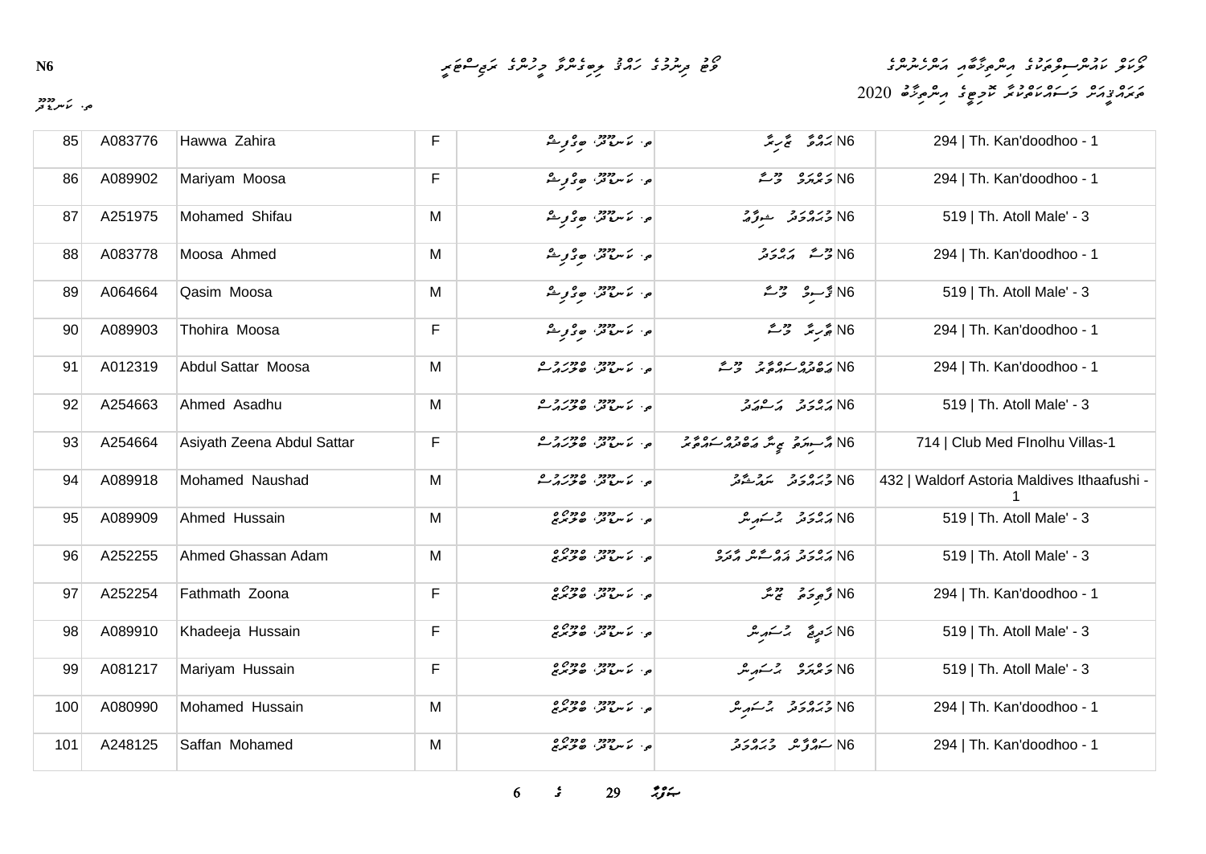| 85 | A083776 | Hawwa Zahira | F | ތ. ކަނޑޫދޫ، ބިލެވިލާ | N6 ހައްވާ ޒާހިރާ | 294 \| Th. Kan'doodhoo - 1 |
|---|---|---|---|---|---|---|
| 86 | A089902 | Mariyam Moosa | F | ތ. ކަނޑޫދޫ، ބިލެވިލާ | N6 މަރިޔަމް މޫސާ | 294 \| Th. Kan'doodhoo - 1 |
| 87 | A251975 | Mohamed Shifau | M | ތ. ކަނޑޫދޫ، ބިލެވިލާ | N6 މުހައްމަދު ޝިފާއު | 519 \| Th. Atoll Male' - 3 |
| 88 | A083778 | Moosa Ahmed | M | ތ. ކަނޑޫދޫ، ބިލެވިލާ | N6 މޫސާ އަހްމަދު | 294 \| Th. Kan'doodhoo - 1 |
| 89 | A064664 | Qasim Moosa | M | ތ. ކަނޑޫދޫ، ބިލެވިލާ | N6 ޤާސިމް މޫސާ | 519 \| Th. Atoll Male' - 3 |
| 90 | A089903 | Thohira Moosa | F | ތ. ކަނޑޫދޫ، ބިލެވިލާ | N6 ޠާހިރާ މޫސާ | 294 \| Th. Kan'doodhoo - 1 |
| 91 | A012319 | Abdul Sattar Moosa | M | ތ. ކަނޑޫދޫ، ބޮޑުހުރާސް | N6 އަބްދުލްސައްތާރު މޫސާ | 294 \| Th. Kan'doodhoo - 1 |
| 92 | A254663 | Ahmed Asadhu | M | ތ. ކަނޑޫދޫ، ބޮޑުހުރާސް | N6 އަހްމަދު އަސަދު | 519 \| Th. Atoll Male' - 3 |
| 93 | A254664 | Asiyath Zeena Abdul Sattar | F | ތ. ކަނޑޫދޫ، ބޮޑުހުރާސް | N6 އާސިޔަތު ޒީނާ އަބްދުލްސައްތާރު | 714 \| Club Med FInolhu Villas-1 |
| 94 | A089918 | Mohamed Naushad | M | ތ. ކަނޑޫދޫ، ބޮޑުހުރާސް | N6 މުހައްމަދު ނައުޝާދު | 432 \| Waldorf Astoria Maldives Ithaafushi - 1 |
| 95 | A089909 | Ahmed Hussain | M | ތ. ކަނޑޫދޫ، ބޮޑުރަށް | N6 އަހްމަދު ހުސައިން | 519 \| Th. Atoll Male' - 3 |
| 96 | A252255 | Ahmed Ghassan Adam | M | ތ. ކަނޑޫދޫ، ބޮޑުރަށް | N6 އަހްމަދު ޣައްސާން އާދަމް | 519 \| Th. Atoll Male' - 3 |
| 97 | A252254 | Fathmath Zoona | F | ތ. ކަނޑޫދޫ، ބޮޑުރަށް | N6 ފާތިމަތު ޒޫނާ | 294 \| Th. Kan'doodhoo - 1 |
| 98 | A089910 | Khadeeja Hussain | F | ތ. ކަނޑޫދޫ، ބޮޑުރަށް | N6 ޚަދީޖާ ހުސައިން | 519 \| Th. Atoll Male' - 3 |
| 99 | A081217 | Mariyam Hussain | F | ތ. ކަނޑޫދޫ، ބޮޑުރަށް | N6 މަރިޔަމް ހުސައިން | 519 \| Th. Atoll Male' - 3 |
| 100 | A080990 | Mohamed Hussain | M | ތ. ކަނޑޫދޫ، ބޮޑުރަށް | N6 މުހައްމަދު ހުސައިން | 294 \| Th. Kan'doodhoo - 1 |
| 101 | A248125 | Saffan Mohamed | M | ތ. ކަނޑޫދޫ، ބޮޑުރަށް | N6 ސައްފާން މުހައްމަދު | 294 \| Th. Kan'doodhoo - 1 |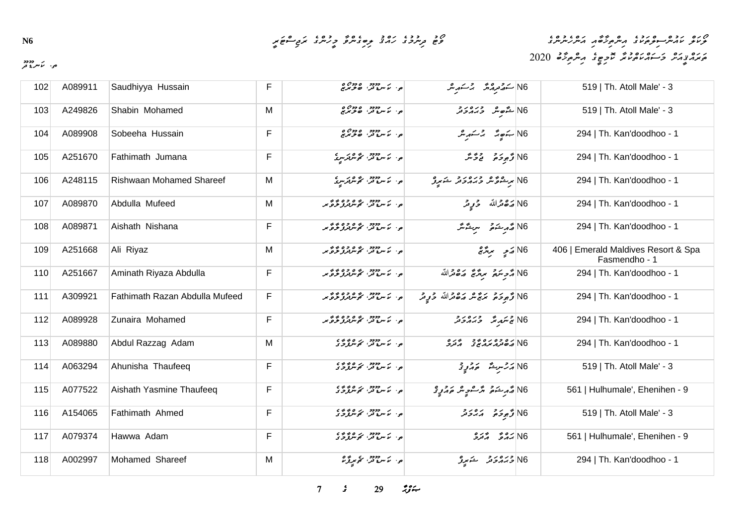| 102 | A089911 | Saudhiyya Hussain | F | ތ. ކަނޑޫދޫ، ބޮޑުރަށް | N6 ސައުދިއްޔާ ހުސައިން | 519 \| Th. Atoll Male' - 3 |
|---|---|---|---|---|---|---|
| 103 | A249826 | Shabin Mohamed | M | ތ. ކަނޑޫދޫ، ބޮޑުރަށް | N6 ޝާބިން މުހައްމަދު | 519 \| Th. Atoll Male' - 3 |
| 104 | A089908 | Sobeeha Hussain | F | ތ. ކަނޑޫދޫ، ބޮޑުރަށް | N6 ސަބީހާ ހުސައިން | 294 \| Th. Kan'doodhoo - 1 |
| 105 | A251670 | Fathimath Jumana | F | ތ. ކަނޑޫދޫ، ކޮންދަނިގެ | N6 ފާތިމަތު ޖުމާނާ | 294 \| Th. Kan'doodhoo - 1 |
| 106 | A248115 | Rishwaan Mohamed Shareef | M | ތ. ކަނޑޫދޫ، ކޮންދަނިގެ | N6 ރިޝްވާން މުހައްމަދު ޝަރީފް | 294 \| Th. Kan'doodhoo - 1 |
| 107 | A089870 | Abdulla Mufeed | M | ތ. ކަނޑޫދޫ، ކޮންދުފުށިވާދީ | N6 އަބްދުالله މުފީދު | 294 \| Th. Kan'doodhoo - 1 |
| 108 | A089871 | Aishath Nishana | F | ތ. ކަނޑޫދޫ، ކޮންދުފުށިވާދީ | N6 އާއިޝަތު ނިޝާނާ | 294 \| Th. Kan'doodhoo - 1 |
| 109 | A251668 | Ali Riyaz | M | ތ. ކަނޑޫދޫ، ކޮންދުފުށިވާދީ | N6 އަލި ރިޔާޒް | 406 \| Emerald Maldives Resort & Spa Fasmendho - 1 |
| 110 | A251667 | Aminath Riyaza Abdulla | F | ތ. ކަނޑޫދޫ، ކޮންދުފުށިވާދީ | N6 އާމިނަތު ރިޔާޒާ އަބްދުالله | 294 \| Th. Kan'doodhoo - 1 |
| 111 | A309921 | Fathimath Razan Abdulla Mufeed | F | ތ. ކަނޑޫދޫ، ކޮންދުފުށިވާދީ | N6 ފާތިމަތު ރަޒާން އަބްދުالله މުފީދު | 294 \| Th. Kan'doodhoo - 1 |
| 112 | A089928 | Zunaira Mohamed | F | ތ. ކަނޑޫދޫ، ކޮންދުފުށިވާދީ | N6 ޒުނައިރާ މުހައްމަދު | 294 \| Th. Kan'doodhoo - 1 |
| 113 | A089880 | Abdul Razzag Adam | M | ތ. ކަނޑޫދޫ، ކަންފާގެ | N6 އަބްދުއްރައްޒާގު އާދަމް | 294 \| Th. Kan'doodhoo - 1 |
| 114 | A063294 | Ahunisha Thaufeeq | F | ތ. ކަނޑޫދޫ، ކަންފާގެ | N6 އަހުނިޝާ ތައުފީގު | 519 \| Th. Atoll Male' - 3 |
| 115 | A077522 | Aishath Yasmine Thaufeeq | F | ތ. ކަނޑޫދޫ، ކަންފާގެ | N6 އާއިޝަތު ޔާސްމިން ތައުފީގު | 561 \| Hulhumale', Ehenihen - 9 |
| 116 | A154065 | Fathimath Ahmed | F | ތ. ކަނޑޫދޫ، ކަންފާގެ | N6 ފާތިމަތު އަހުމަދު | 519 \| Th. Atoll Male' - 3 |
| 117 | A079374 | Hawwa Adam | F | ތ. ކަނޑޫދޫ، ކަންފާގެ | N6 ހައްވާ އާދަމް | 561 \| Hulhumale', Ehenihen - 9 |
| 118 | A002997 | Mohamed Shareef | M | ތ. ކަނޑޫދޫ، ކޮރިމާގެ | N6 މުހައްމަދު ޝަރީފް | 294 \| Th. Kan'doodhoo - 1 |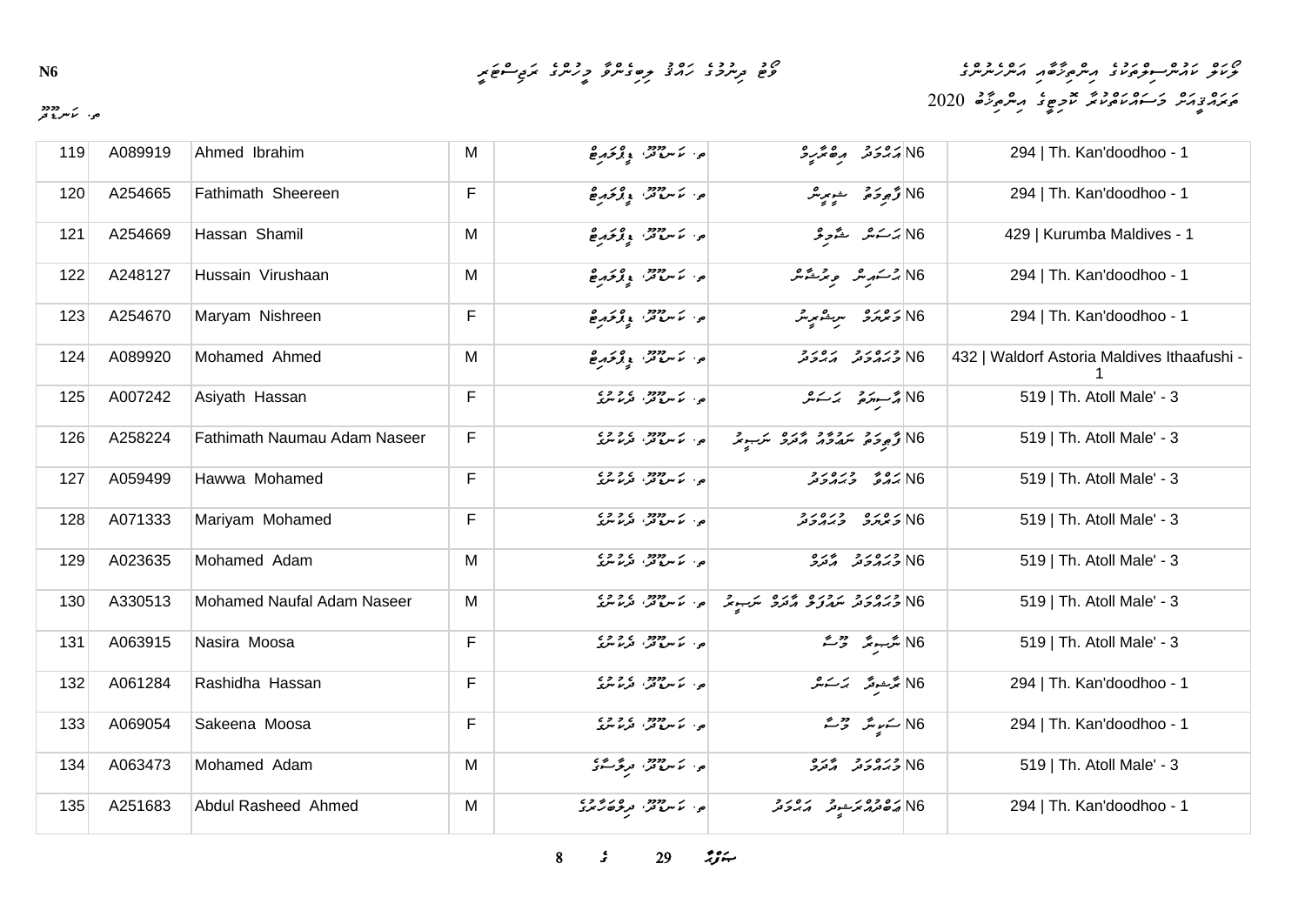| 119 | A089919 | Ahmed Ibrahim | M | ތ.ކަނޑޫދޫ، ޕީޗްގަރޑް | N6 އަޙްމަދު އިބްރާހީމް | 294 \| Th. Kan'doodhoo - 1 |
|---|---|---|---|---|---|---|
| 120 | A254665 | Fathimath Sheereen | F | ތ. ކަނޑޫދޫ، ޕީޗްގަރޑް | N6 ފާތިމަތު ޝީރީން | 294 \| Th. Kan'doodhoo - 1 |
| 121 | A254669 | Hassan Shamil | M | ތ. ކަނޑޫދޫ، ޕީޗްގަރޑް | N6 ހަސަން ޝާމިލް | 429 \| Kurumba Maldives - 1 |
| 122 | A248127 | Hussain Virushaan | M | ތ. ކަނޑޫދޫ، ޕީޗްގަރޑް | N6 ހުސައިން ވިރުޝާން | 294 \| Th. Kan'doodhoo - 1 |
| 123 | A254670 | Maryam Nishreen | F | ތ. ކަނޑޫދޫ، ޕީޗްގަރޑް | N6 މަރްޔަމް ނިޝްރީން | 294 \| Th. Kan'doodhoo - 1 |
| 124 | A089920 | Mohamed Ahmed | M | ތ. ކަނޑޫދޫ، ޕީޗްގަރޑް | N6 މުޙައްމަދު އަޙްމަދު | 432 \| Waldorf Astoria Maldives Ithaafushi - 1 |
| 125 | A007242 | Asiyath Hassan | F | ތ. ކަނޑޫދޫ، ދަރުމަސްރީ | N6 އާސިޔަތު ހަސަން | 519 \| Th. Atoll Male' - 3 |
| 126 | A258224 | Fathimath Naumau Adam Naseer | F | ތ. ކަނޑޫދޫ، ދަރުމަސްރީ | N6 ފާތިމަތު ނައުމައު އާދަމް ނަސީރު | 519 \| Th. Atoll Male' - 3 |
| 127 | A059499 | Hawwa Mohamed | F | ތ. ކަނޑޫދޫ، ދަރުމަސްރީ | N6 ހައްވާ މުޙައްމަދު | 519 \| Th. Atoll Male' - 3 |
| 128 | A071333 | Mariyam Mohamed | F | ތ. ކަނޑޫދޫ، ދަރުމަސްރީ | N6 މަރިޔަމް މުޙައްމަދު | 519 \| Th. Atoll Male' - 3 |
| 129 | A023635 | Mohamed Adam | M | ތ. ކަނޑޫދޫ، ދަރުމަސްރީ | N6 މުޙައްމަދު އާދަމް | 519 \| Th. Atoll Male' - 3 |
| 130 | A330513 | Mohamed Naufal Adam Naseer | M | ތ. ކަނޑޫދޫ، ދަރުމަސްރީ | N6 މުޙައްމަދު ނައުފަލް އާދަމް ނަސީރު | 519 \| Th. Atoll Male' - 3 |
| 131 | A063915 | Nasira Moosa | F | ތ. ކަނޑޫދޫ، ދަރުމަސްރީ | N6 ނާސިރާ މޫސާ | 519 \| Th. Atoll Male' - 3 |
| 132 | A061284 | Rashidha Hassan | F | ތ. ކަނޑޫދޫ، ދަރުމަސްރީ | N6 ރާޝިދާ ހަސަން | 294 \| Th. Kan'doodhoo - 1 |
| 133 | A069054 | Sakeena Moosa | F | ތ. ކަނޑޫދޫ، ދަރުމަސްރީ | N6 ސަކީނާ މޫސާ | 294 \| Th. Kan'doodhoo - 1 |
| 134 | A063473 | Mohamed Adam | M | ތ. ކަނޑޫދޫ، ދިލާސާގެ | N6 މުޙައްމަދު އާދަމް | 519 \| Th. Atoll Male' - 3 |
| 135 | A251683 | Abdul Rasheed Ahmed | M | ތ. ކަނޑޫދޫ، ދިލްބަހާރުގެ | N6 އަބްދުއްރަޝީދު އަޙްމަދު | 294 \| Th. Kan'doodhoo - 1 |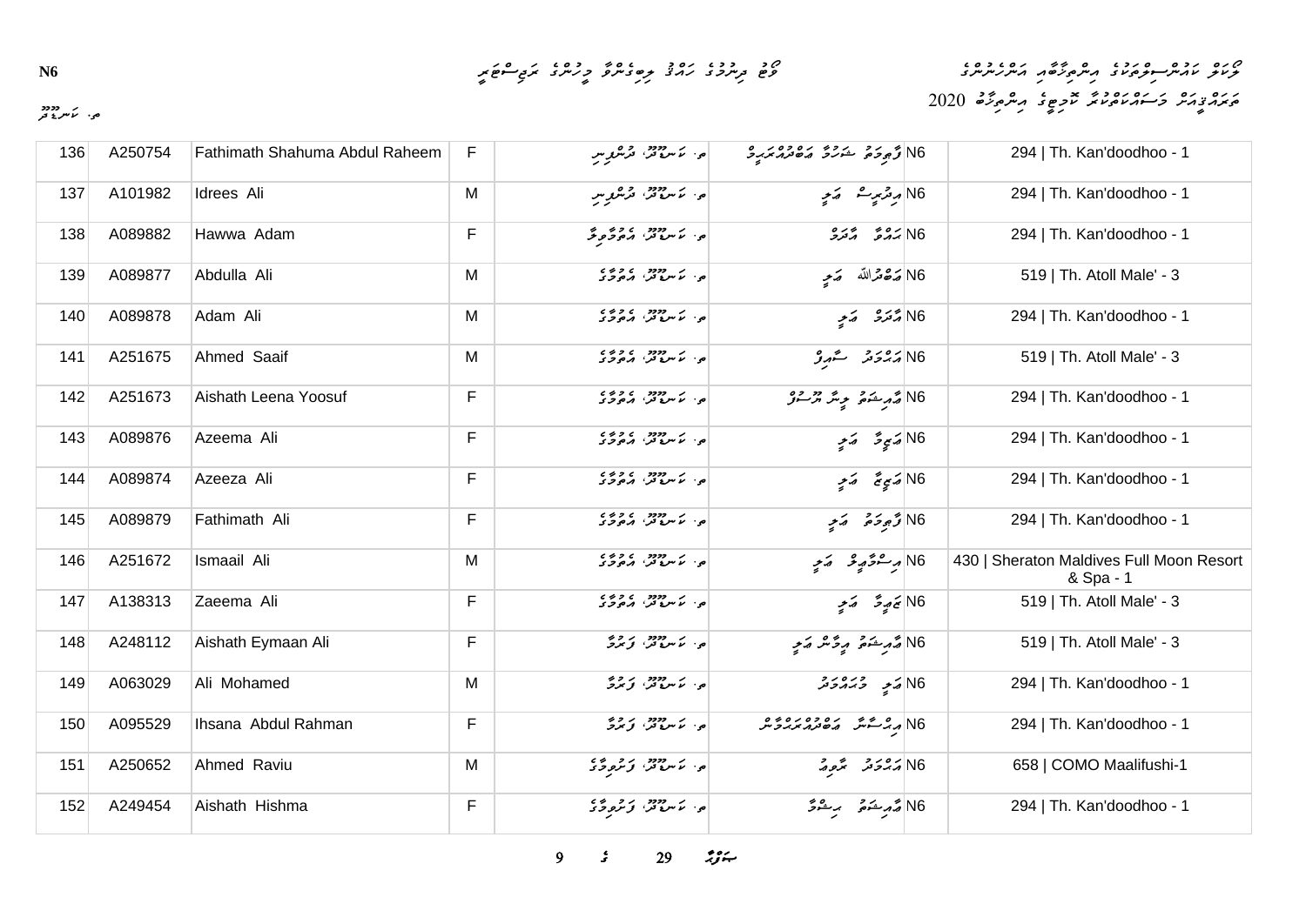| 136 | A250754 | Fathimath Shahuma Abdul Raheem | F | ތ. ކަނޑޫދޫ، ދަންދިނި | N6 ފާތިމަތު ޝަހުމާ އަބްދުއްރަހީމް | 294 \| Th. Kan'doodhoo - 1 |
|---|---|---|---|---|---|---|
| 137 | A101982 | Idrees Ali | M | ތ. ކަނޑޫދޫ، ދަންދިނި | N6 އިދްރީސް ޢަލީ | 294 \| Th. Kan'doodhoo - 1 |
| 138 | A089882 | Hawwa Adam | F | ތ. ކަނޑޫދޫ، އަލިވާގިލާ | N6 ހައްވާ އާދަމް | 294 \| Th. Kan'doodhoo - 1 |
| 139 | A089877 | Abdulla Ali | M | ތ. ކަނޑޫދޫ، އަލިވާގެ | N6 އަބްދުﷲ ޢަލީ | 519 \| Th. Atoll Male' - 3 |
| 140 | A089878 | Adam Ali | M | ތ. ކަނޑޫދޫ، އަލިވާގެ | N6 އާދަމް ޢަލީ | 294 \| Th. Kan'doodhoo - 1 |
| 141 | A251675 | Ahmed Saaif | M | ތ. ކަނޑޫދޫ، އަލިވާގެ | N6 އަހްމަދު ސާއިފް | 519 \| Th. Atoll Male' - 3 |
| 142 | A251673 | Aishath Leena Yoosuf | F | ތ. ކަނޑޫދޫ، އަލިވާގެ | N6 އާއިޝަތު ލީނާ ޔޫސުފް | 294 \| Th. Kan'doodhoo - 1 |
| 143 | A089876 | Azeema Ali | F | ތ. ކަނޑޫދޫ، އަލިވާގެ | N6 އަޒީމާ ޢަލީ | 294 \| Th. Kan'doodhoo - 1 |
| 144 | A089874 | Azeeza Ali | F | ތ. ކަނޑޫދޫ، އަލިވާގެ | N6 އަޒީޒާ ޢަލީ | 294 \| Th. Kan'doodhoo - 1 |
| 145 | A089879 | Fathimath Ali | F | ތ. ކަނޑޫދޫ، އަލިވާގެ | N6 ފާތިމަތު ޢަލީ | 294 \| Th. Kan'doodhoo - 1 |
| 146 | A251672 | Ismaail Ali | M | ތ. ކަނޑޫދޫ، އަލިވާގެ | N6 އިސްމާޢީލް ޢަލީ | 430 \| Sheraton Maldives Full Moon Resort & Spa - 1 |
| 147 | A138313 | Zaeema Ali | F | ތ. ކަނޑޫދޫ، އަލިވާގެ | N6 ޒަޢީމާ ޢަލީ | 519 \| Th. Atoll Male' - 3 |
| 148 | A248112 | Aishath Eymaan Ali | F | ތ. ކަނޑޫދޫ، ފަރުމާ | N6 އާއިޝަތު އީމާން ޢަލީ | 519 \| Th. Atoll Male' - 3 |
| 149 | A063029 | Ali Mohamed | M | ތ. ކަނޑޫދޫ، ފަރުމާ | N6 ޢަލީ މުޙައްމަދު | 294 \| Th. Kan'doodhoo - 1 |
| 150 | A095529 | Ihsana Abdul Rahman | F | ތ. ކަނޑޫދޫ، ފަރުމާ | N6 އިޙްސާނާ އަބްދުއްރަޙްމާން | 294 \| Th. Kan'doodhoo - 1 |
| 151 | A250652 | Ahmed Raviu | M | ތ. ކަނޑޫދޫ، ފަރުދިވާގެ | N6 އަހްމަދު ރަވިޢު | 658 \| COMO Maalifushi-1 |
| 152 | A249454 | Aishath Hishma | F | ތ. ކަނޑޫދޫ، ފަރުދިވާގެ | N6 އާއިޝަތު ހިޝްމާ | 294 \| Th. Kan'doodhoo - 1 |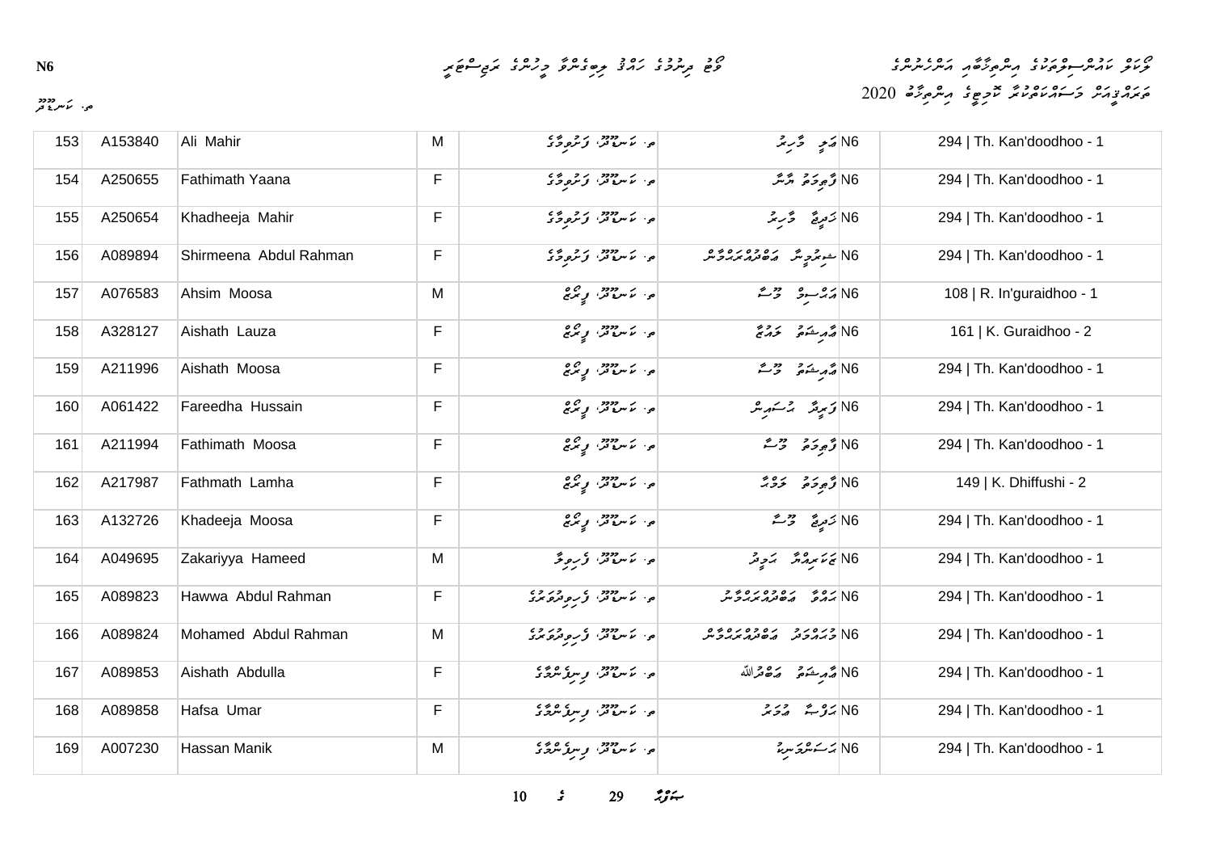| 153 | A153840 | Ali Mahir | M | ތ. ކަނޑޫދޫ، ފަހުވިމާގެ | އަލީ މާހިރު | N6 | 294 \| Th. Kan'doodhoo - 1 |
|---|---|---|---|---|---|---|---|
| 154 | A250655 | Fathimath Yaana | F | ތ. ކަނޑޫދޫ، ފަހުވިމާގެ | ފާތިމަތު ޔާނާ | N6 | 294 \| Th. Kan'doodhoo - 1 |
| 155 | A250654 | Khadheeja Mahir | F | ތ. ކަނޑޫދޫ، ފަހުވިމާގެ | ޚަދީޖާ މާހިރު | N6 | 294 \| Th. Kan'doodhoo - 1 |
| 156 | A089894 | Shirmeena Abdul Rahman | F | ތ. ކަނޑޫދޫ، ފަހުވިމާގެ | ޝިރުމީނާ އަބްދުއްރަޙްމާން | N6 | 294 \| Th. Kan'doodhoo - 1 |
| 157 | A076583 | Ahsim Moosa | M | ތ. ކަނޑޫދޫ، ފިނޮޅު | އަހްސިމް މޫސާ | N6 | 108 \| R. In'guraidhoo - 1 |
| 158 | A328127 | Aishath Lauza | F | ތ. ކަނޑޫދޫ، ފިނޮޅު | އާއިޝަތު ލައުޒާ | N6 | 161 \| K. Guraidhoo - 2 |
| 159 | A211996 | Aishath Moosa | F | ތ. ކަނޑޫދޫ، ފިނޮޅު | އާއިޝަތު މޫސާ | N6 | 294 \| Th. Kan'doodhoo - 1 |
| 160 | A061422 | Fareedha Hussain | F | ތ. ކަނޑޫދޫ، ފިނޮޅު | ފަރީދާ ހުސައިން | N6 | 294 \| Th. Kan'doodhoo - 1 |
| 161 | A211994 | Fathimath Moosa | F | ތ. ކަނޑޫދޫ، ފިނޮޅު | ފާތިމަތު މޫސާ | N6 | 294 \| Th. Kan'doodhoo - 1 |
| 162 | A217987 | Fathmath Lamha | F | ތ. ކަނޑޫދޫ، ފިނޮޅު | ފާތިމަތު ލަމްހާ | N6 | 149 \| K. Dhiffushi - 2 |
| 163 | A132726 | Khadeeja Moosa | F | ތ. ކަނޑޫދޫ، ފިނޮޅު | ޚަދީޖާ މޫސާ | N6 | 294 \| Th. Kan'doodhoo - 1 |
| 164 | A049695 | Zakariyya Hameed | M | ތ. ކަނޑޫދޫ، ފުރެވިލާ | ޒަކަރިއްޔާ ހަމީދު | N6 | 294 \| Th. Kan'doodhoo - 1 |
| 165 | A089823 | Hawwa Abdul Rahman | F | ތ. ކަނޑޫދޫ، ފުރެވިލުފަރުގެ | ހައްވާ އަބްދުއްރަޙްމާން | N6 | 294 \| Th. Kan'doodhoo - 1 |
| 166 | A089824 | Mohamed Abdul Rahman | M | ތ. ކަނޑޫދޫ، ފުރެވިލުފަރުގެ | މުހައްމަދު އަބްދުއްރަޙްމާން | N6 | 294 \| Th. Kan'doodhoo - 1 |
| 167 | A089853 | Aishath Abdulla | F | ތ. ކަނޑޫދޫ، ފިނިފެންމާގެ | އާއިޝަތު އަބްދުﷲ | N6 | 294 \| Th. Kan'doodhoo - 1 |
| 168 | A089858 | Hafsa Umar | F | ތ. ކަނޑޫދޫ، ފިނިފެންމާގެ | ހަފްސާ އުމަރު | N6 | 294 \| Th. Kan'doodhoo - 1 |
| 169 | A007230 | Hassan Manik | M | ތ. ކަނޑޫދޫ، ފިނިފެންމާގެ | ހަސަންމަނިކު | N6 | 294 \| Th. Kan'doodhoo - 1 |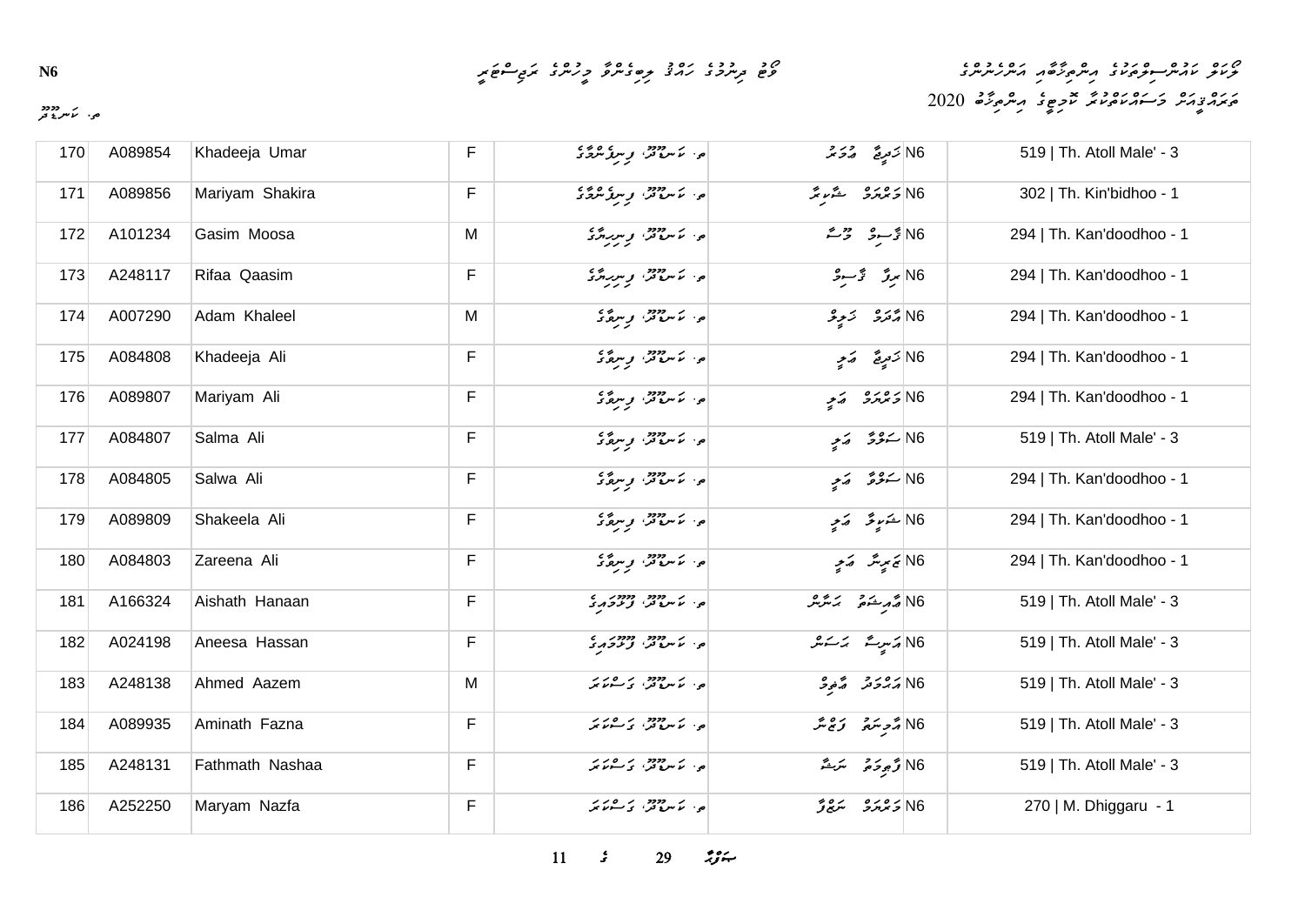| 170 | A089854 | Khadeeja Umar | F | ތ. ކަނޑޫދޫ، ފިނިފެންމާގެ | N6 ޚަދީޖާ ޢުމަރު | 519 \| Th. Atoll Male' - 3 |
|---|---|---|---|---|---|---|
| 171 | A089856 | Mariyam Shakira | F | ތ. ކަނޑޫދޫ، ފިނިފެންމާގެ | N6 މަރިޔަމް ޝާކިރާ | 302 \| Th. Kin'bidhoo - 1 |
| 172 | A101234 | Gasim Moosa | M | ތ. ކަނޑޫދޫ، ފިނިހިރިގެ | N6 ޤާސިމް މޫސާ | 294 \| Th. Kan'doodhoo - 1 |
| 173 | A248117 | Rifaa Qaasim | F | ތ. ކަނޑޫދޫ، ފިނިހިރިގެ | N6 ރިފާ ޤާސިމް | 294 \| Th. Kan'doodhoo - 1 |
| 174 | A007290 | Adam Khaleel | M | ތ. ކަނޑޫދޫ، ފިނިވާގެ | N6 އާދަމް ޚަލީލް | 294 \| Th. Kan'doodhoo - 1 |
| 175 | A084808 | Khadeeja Ali | F | ތ. ކަނޑޫދޫ، ފިނިވާގެ | N6 ޚަދީޖާ އަލި | 294 \| Th. Kan'doodhoo - 1 |
| 176 | A089807 | Mariyam Ali | F | ތ. ކަނޑޫދޫ، ފިނިވާގެ | N6 މަރިޔަމް އަލި | 294 \| Th. Kan'doodhoo - 1 |
| 177 | A084807 | Salma Ali | F | ތ. ކަނޑޫދޫ، ފިނިވާގެ | N6 ސަލްމާ އަލި | 519 \| Th. Atoll Male' - 3 |
| 178 | A084805 | Salwa Ali | F | ތ. ކަނޑޫދޫ، ފިނިވާގެ | N6 ސަލްވާ އަލި | 294 \| Th. Kan'doodhoo - 1 |
| 179 | A089809 | Shakeela Ali | F | ތ. ކަނޑޫދޫ، ފިނިވާގެ | N6 ޝަކީލާ އަލި | 294 \| Th. Kan'doodhoo - 1 |
| 180 | A084803 | Zareena Ali | F | ތ. ކަނޑޫދޫ، ފިނިވާގެ | N6 ޒަރީނާ އަލި | 294 \| Th. Kan'doodhoo - 1 |
| 181 | A166324 | Aishath Hanaan | F | ތ. ކަނޑޫދޫ، ފުލްފުމައިގެ | N6 އާއިޝަތު ހަނާން | 519 \| Th. Atoll Male' - 3 |
| 182 | A024198 | Aneesa Hassan | F | ތ. ކަނޑޫދޫ، ފުލްފުމައިގެ | N6 އަނީސާ ހަސަން | 519 \| Th. Atoll Male' - 3 |
| 183 | A248138 | Ahmed Aazem | M | ތ. ކަނޑޫދޫ، ގަސްކަނަ | N6 އަހްމަދު އާޒިމް | 519 \| Th. Atoll Male' - 3 |
| 184 | A089935 | Aminath Fazna | F | ތ. ކަނޑޫދޫ، ގަސްކަނަ | N6 އާމިނަތު ފަޒްނާ | 519 \| Th. Atoll Male' - 3 |
| 185 | A248131 | Fathmath Nashaa | F | ތ. ކަނޑޫދޫ، ގަސްކަނަ | N6 ފާތިމަތު ނަޝާ | 519 \| Th. Atoll Male' - 3 |
| 186 | A252250 | Maryam Nazfa | F | ތ. ކަނޑޫދޫ، ގަސްކަނަ | N6 މަރިޔަމް ނަޒްފާ | 270 \| M. Dhiggaru - 1 |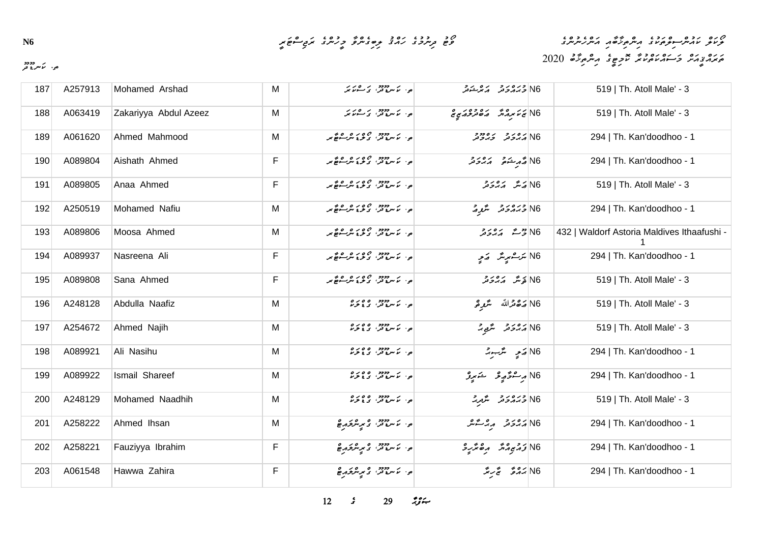| 187 | A257913 | Mohamed Arshad | M | ތ. ކަނޑޫދޫ، ގަސްކަނަ | N6 މުހައްމަދު އަރުޝަދު | 519 \| Th. Atoll Male' - 3 |
|---|---|---|---|---|---|---|
| 188 | A063419 | Zakariyya Abdul Azeez | M | ތ. ކަނޑޫދޫ، ގަސްކަނަ | N6 ޒަކަރިއްޔާ އަބްދުލްއަޒީޒު | 519 \| Th. Atoll Male' - 3 |
| 189 | A061620 | Ahmed Mahmood | M | ތ. ކަނޑޫދޫ، ގޯލްޑަންސަންބީމް | N6 އަހްމަދު މަހްމޫދު | 294 \| Th. Kan'doodhoo - 1 |
| 190 | A089804 | Aishath Ahmed | F | ތ. ކަނޑޫދޫ، ގޯލްޑަންސަންބީމް | N6 އާއިޝަތު އަހްމަދު | 294 \| Th. Kan'doodhoo - 1 |
| 191 | A089805 | Anaa Ahmed | F | ތ. ކަނޑޫދޫ، ގޯލްޑަންސަންބީމް | N6 އަނާ އަހްމަދު | 519 \| Th. Atoll Male' - 3 |
| 192 | A250519 | Mohamed Nafiu | M | ތ. ކަނޑޫދޫ، ގޯލްޑަންސަންބީމް | N6 މުހައްމަދު ނާފިއު | 294 \| Th. Kan'doodhoo - 1 |
| 193 | A089806 | Moosa Ahmed | M | ތ. ކަނޑޫދޫ، ގޯލްޑަންސަންބީމް | N6 މޫސާ އަހްމަދު | 432 \| Waldorf Astoria Maldives Ithaafushi - 1 |
| 194 | A089937 | Nasreena Ali | F | ތ. ކަނޑޫދޫ، ގޯލްޑަންސަންބީމް | N6 ނަސްރީނާ އަލި | 294 \| Th. Kan'doodhoo - 1 |
| 195 | A089808 | Sana Ahmed | F | ތ. ކަނޑޫދޫ، ގޯލްޑަންސަންބީމް | N6 ސަނާ އަހްމަދު | 519 \| Th. Atoll Male' - 3 |
| 196 | A248128 | Abdulla Naafiz | M | ތ. ކަނޑޫދޫ، ގްރީންވިއު | N6 އަބްދުﷲ ނާފިޒު | 519 \| Th. Atoll Male' - 3 |
| 197 | A254672 | Ahmed Najih | M | ތ. ކަނޑޫދޫ، ގްރީންވިއު | N6 އަހްމަދު ނާޖިހު | 519 \| Th. Atoll Male' - 3 |
| 198 | A089921 | Ali Nasihu | M | ތ. ކަނޑޫދޫ، ގްރީންވިއު | N6 އަލި ނާސިހު | 294 \| Th. Kan'doodhoo - 1 |
| 199 | A089922 | Ismail Shareef | M | ތ. ކަނޑޫދޫ، ގްރީންވިއު | N6 އިސްމާއީލް ޝަރީފު | 294 \| Th. Kan'doodhoo - 1 |
| 200 | A248129 | Mohamed Naadhih | M | ތ. ކަނޑޫދޫ، ގްރީންވިއު | N6 މުހައްމަދު ނާދިހު | 519 \| Th. Atoll Male' - 3 |
| 201 | A258222 | Ahmed Ihsan | M | ތ. ކަނޑޫދޫ، ގްރީންރަށް | N6 އަހްމަދު އިހްސާން | 294 \| Th. Kan'doodhoo - 1 |
| 202 | A258221 | Fauziyya Ibrahim | F | ތ. ކަނޑޫދޫ، ގްރީންރަށް | N6 ފައުޒިއްޔާ އިބްރާހީމް | 294 \| Th. Kan'doodhoo - 1 |
| 203 | A061548 | Hawwa Zahira | F | ތ. ކަނޑޫދޫ، ގްރީންރަށް | N6 ހައްވާ ޒާހިރާ | 294 \| Th. Kan'doodhoo - 1 |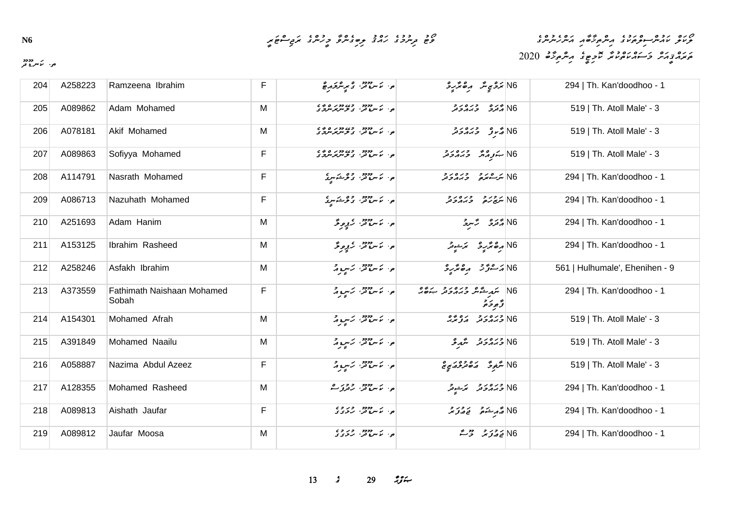| 204 | A258223 | Ramzeena Ibrahim | F | ތ.ކަނޑޫދޫ، ގުލިސްތާނުގެ | N6 ރަމްޒީނާ އިބްރާހީމް | 294 \| Th. Kan'doodhoo - 1 |
|---|---|---|---|---|---|---|
| 205 | A089862 | Adam Mohamed | M | ތ. ކަނޑޫދޫ، ގުލްޝަނާބާގު | N6 އާދަމް މުޙައްމަދު | 519 \| Th. Atoll Male' - 3 |
| 206 | A078181 | Akif Mohamed | M | ތ. ކަނޑޫދޫ، ގުލްޝަނާބާގު | N6 އާކިފް މުޙައްމަދު | 519 \| Th. Atoll Male' - 3 |
| 207 | A089863 | Sofiyya Mohamed | F | ތ. ކަނޑޫދޫ، ގުލްޝަނާބާގު | N6 ސޯފިއްޔާ މުޙައްމަދު | 519 \| Th. Atoll Male' - 3 |
| 208 | A114791 | Nasrath Mohamed | F | ތ. ކަނޑޫދޫ، ގުލްޝަނީގެ | N6 ނަސްރަތު މުޙައްމަދު | 294 \| Th. Kan'doodhoo - 1 |
| 209 | A086713 | Nazuhath Mohamed | F | ތ. ކަނޑޫދޫ، ގުލްޝަނީގެ | N6 ނަޒުހަތު މުޙައްމަދު | 294 \| Th. Kan'doodhoo - 1 |
| 210 | A251693 | Adam Hanim | M | ތ. ކަނޑޫދޫ، ގްރީންވިލާ | N6 އާދަމް ހާނިމް | 294 \| Th. Kan'doodhoo - 1 |
| 211 | A153125 | Ibrahim Rasheed | M | ތ. ކަނޑޫދޫ، ގްރީންވިލާ | N6 އިބްރާހީމް ރަޝީދު | 294 \| Th. Kan'doodhoo - 1 |
| 212 | A258246 | Asfakh Ibrahim | M | ތ. ކަނޑޫދޫ، ހަނީމޫން | N6 އަސްފާޚް އިބްރާހީމް | 561 \| Hulhumale', Ehenihen - 9 |
| 213 | A373559 | Fathimath Naishaan Mohamed Sobah | F | ތ. ކަނޑޫދޫ، ހަނީމޫން | N6 ނައިޝާން މުޙައްމަދު ސަބާހް ފާތިމަތު | 294 \| Th. Kan'doodhoo - 1 |
| 214 | A154301 | Mohamed Afrah | M | ތ. ކަނޑޫދޫ، ހަނީމޫން | N6 މުޙައްމަދު އަފްރާހް | 519 \| Th. Atoll Male' - 3 |
| 215 | A391849 | Mohamed Naailu | M | ތ. ކަނޑޫދޫ، ހަނީމޫން | N6 މުޙައްމަދު ނާއިލު | 519 \| Th. Atoll Male' - 3 |
| 216 | A058887 | Nazima Abdul Azeez | F | ތ. ކަނޑޫދޫ، ހަނީމޫން | N6 ނާޒިމާ އަބްދުލްޢަޒީޒު | 519 \| Th. Atoll Male' - 3 |
| 217 | A128355 | Mohamed Rasheed | M | ތ. ކަނޑޫދޫ، ހުދުވަސް | N6 މުޙައްމަދު ރަޝީދު | 294 \| Th. Kan'doodhoo - 1 |
| 218 | A089813 | Aishath Jaufar | F | ތ. ކަނޑޫދޫ، ހުވަދުގެ | N6 އާއިޝަތު ޖައުފަރު | 294 \| Th. Kan'doodhoo - 1 |
| 219 | A089812 | Jaufar Moosa | M | ތ. ކަނޑޫދޫ، ހުވަދުގެ | N6 ޖައުފަރު މޫސާ | 294 \| Th. Kan'doodhoo - 1 |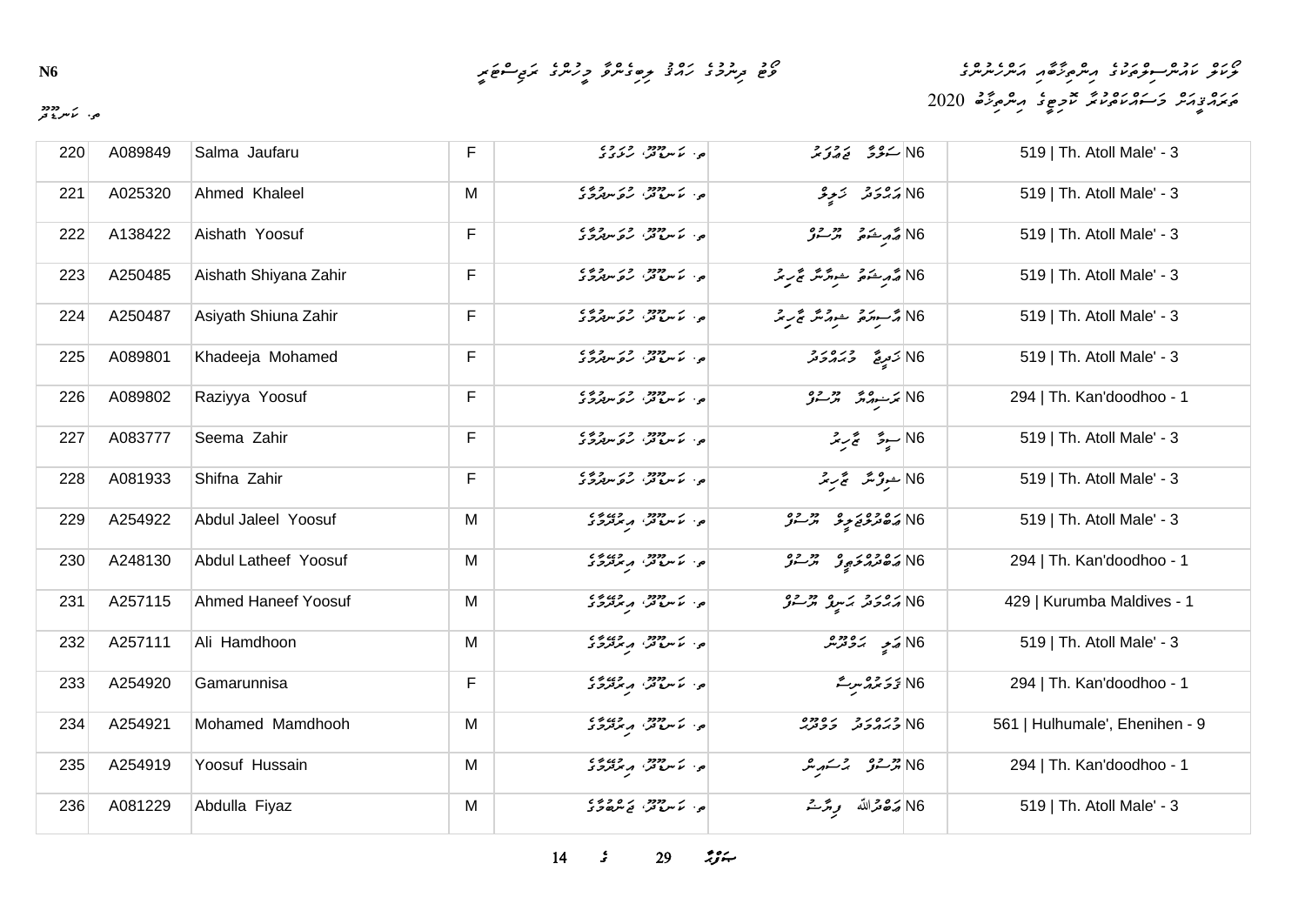| 220 | A089849 | Salma Jaufaru | F | ތ. ކަނޑޫދޫ، ހުޅަގެ | N6 ސަލްމާ ޖައުފަރު | 519 \| Th. Atoll Male' - 3 |
|---|---|---|---|---|---|---|
| 221 | A025320 | Ahmed Khaleel | M | ތ. ކަނޑޫދޫ، ހުވަނދުމާގެ | N6 އަހުމަދު ޚަލީލު | 519 \| Th. Atoll Male' - 3 |
| 222 | A138422 | Aishath Yoosuf | F | ތ. ކަނޑޫދޫ، ހުވަނދުމާގެ | N6 އައިށަތު ޔޫސުފް | 519 \| Th. Atoll Male' - 3 |
| 223 | A250485 | Aishath Shiyana Zahir | F | ތ. ކަނޑޫދޫ، ހުވަނދުމާގެ | N6 އައިޝަތު ޝިޔާނާ ޒާހިރު | 519 \| Th. Atoll Male' - 3 |
| 224 | A250487 | Asiyath Shiuna Zahir | F | ތ. ކަނޑޫދޫ، ހުވަނދުމާގެ | N6 އާސިޔަތު ޝިއުނާ ޒާހިރު | 519 \| Th. Atoll Male' - 3 |
| 225 | A089801 | Khadeeja Mohamed | F | ތ. ކަނޑޫދޫ، ހުވަނދުމާގެ | N6 ޚަދީޖާ މުހައްމަދު | 519 \| Th. Atoll Male' - 3 |
| 226 | A089802 | Raziyya Yoosuf | F | ތ. ކަނޑޫދޫ، ހުވަނދުމާގެ | N6 ރަޒިއްޔާ ޔޫސުފް | 294 \| Th. Kan'doodhoo - 1 |
| 227 | A083777 | Seema Zahir | F | ތ. ކަނޑޫދޫ، ހުވަނދުމާގެ | N6 ސީމާ ޒާހިރު | 519 \| Th. Atoll Male' - 3 |
| 228 | A081933 | Shifna Zahir | F | ތ. ކަނޑޫދޫ، ހުވަނދުމާގެ | N6 ޝިފްނާ ޒާހިރު | 519 \| Th. Atoll Male' - 3 |
| 229 | A254922 | Abdul Jaleel Yoosuf | M | ތ. ކަނޑޫދޫ، އިރުދޫގެ | N6 އަބްދުލްޖަލީލް ޔޫސުފް | 519 \| Th. Atoll Male' - 3 |
| 230 | A248130 | Abdul Latheef Yoosuf | M | ތ. ކަނޑޫދޫ، އިރުދޫގެ | N6 އަބްދުއްލަޠީފު ޔޫސުފް | 294 \| Th. Kan'doodhoo - 1 |
| 231 | A257115 | Ahmed Haneef Yoosuf | M | ތ. ކަނޑޫދޫ، އިރުދޫގެ | N6 އަހުމަދު ޙަނީފު ޔޫސުފް | 429 \| Kurumba Maldives - 1 |
| 232 | A257111 | Ali Hamdhoon | M | ތ. ކަނޑޫދޫ، އިރުދޫގެ | N6 އަލި ހަމްދޫން | 519 \| Th. Atoll Male' - 3 |
| 233 | A254920 | Gamarunnisa | F | ތ. ކަނޑޫދޫ، އިރުދޫގެ | N6 ޤަމަރުންނިސާ | 294 \| Th. Kan'doodhoo - 1 |
| 234 | A254921 | Mohamed Mamdhooh | M | ތ. ކަނޑޫދޫ، އިރުދޫގެ | N6 މުހައްމަދު މަމްދޫޙް | 561 \| Hulhumale', Ehenihen - 9 |
| 235 | A254919 | Yoosuf Hussain | M | ތ. ކަނޑޫދޫ، އިރުދޫގެ | N6 ޔޫސުފް ހުސައިން | 294 \| Th. Kan'doodhoo - 1 |
| 236 | A081229 | Abdulla Fiyaz | M | ތ. ކަނޑޫދޫ، ޖަންބުމާގެ | N6 އަބްދުﷲ ފިޔާޒް | 519 \| Th. Atoll Male' - 3 |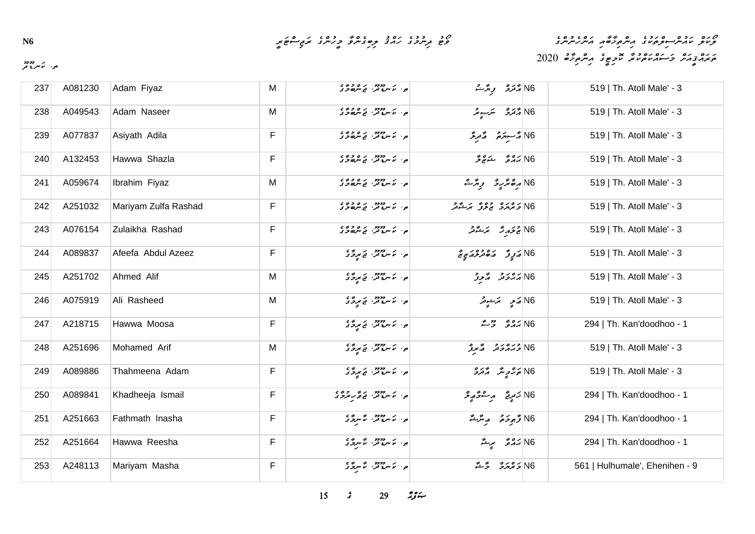| 237 | A081230 | Adam Fiyaz | M | ތ. ކަނޑޫދޫ، ޗަންބޭލިގެ | އާދަމް ފިޔާޒް | N6 | 519 \| Th. Atoll Male' - 3 |
|---|---|---|---|---|---|---|---|
| 238 | A049543 | Adam Naseer | M | ތ. ކަނޑޫދޫ، ޗަންބޭލިގެ | އާދަމް ނަސީރު | N6 | 519 \| Th. Atoll Male' - 3 |
| 239 | A077837 | Asiyath Adila | F | ތ. ކަނޑޫދޫ، ޗަންބޭލިގެ | އާސިޔަތު އާދިލާ | N6 | 519 \| Th. Atoll Male' - 3 |
| 240 | A132453 | Hawwa Shazla | F | ތ. ކަނޑޫދޫ، ޗަންބޭލިގެ | ހައްވާ ޝަޒްލާ | N6 | 519 \| Th. Atoll Male' - 3 |
| 241 | A059674 | Ibrahim Fiyaz | M | ތ. ކަނޑޫދޫ، ޗަންބޭލިގެ | އިބްރާހީމް ފިޔާޒް | N6 | 519 \| Th. Atoll Male' - 3 |
| 242 | A251032 | Mariyam Zulfa Rashad | F | ތ. ކަނޑޫދޫ، ޗަންބޭލިގެ | މަރިޔަމް ޒުލްފާ ރަޝާދު | N6 | 519 \| Th. Atoll Male' - 3 |
| 243 | A076154 | Zulaikha Rashad | F | ތ. ކަނޑޫދޫ، ޗަންބޭލިގެ | ޒުލައިޚާ ރަޝާދު | N6 | 519 \| Th. Atoll Male' - 3 |
| 244 | A089837 | Afeefa Abdul Azeez | F | ތ. ކަނޑޫދޫ، ޗަރިވާގެ | އަފީފާ އަބްދުލްޢަޒީޒް | N6 | 519 \| Th. Atoll Male' - 3 |
| 245 | A251702 | Ahmed Alif | M | ތ. ކަނޑޫދޫ، ޗަރިވާގެ | އަހްމަދު އާލިފް | N6 | 519 \| Th. Atoll Male' - 3 |
| 246 | A075919 | Ali Rasheed | M | ތ. ކަނޑޫދޫ، ޗަރިވާގެ | އަލި ރަޝީދު | N6 | 519 \| Th. Atoll Male' - 3 |
| 247 | A218715 | Hawwa Moosa | F | ތ. ކަނޑޫދޫ، ޗަރިވާގެ | ހައްވާ މޫސާ | N6 | 294 \| Th. Kan'doodhoo - 1 |
| 248 | A251696 | Mohamed Arif | M | ތ. ކަނޑޫދޫ، ޗަރިވާގެ | މުހައްމަދު އާރިފް | N6 | 519 \| Th. Atoll Male' - 3 |
| 249 | A089886 | Thahmeena Adam | F | ތ. ކަނޑޫދޫ، ޗަރިވާގެ | ތަހްމީނާ އާދަމް | N6 | 519 \| Th. Atoll Male' - 3 |
| 250 | A089841 | Khadheeja Ismail | F | ތ. ކަނޑޫދޫ، ޗަވާރިހުގެ | ޚަދީޖާ އިސްމާޢީލް | N6 | 294 \| Th. Kan'doodhoo - 1 |
| 251 | A251663 | Fathmath Inasha | F | ތ. ކަނޑޫދޫ، ށާނިގެ | ފާތިމަތު އިނާޝާ | N6 | 294 \| Th. Kan'doodhoo - 1 |
| 252 | A251664 | Hawwa Reesha | F | ތ. ކަނޑޫދޫ، ށާނިގެ | ހައްވާ ރީޝާ | N6 | 294 \| Th. Kan'doodhoo - 1 |
| 253 | A248113 | Mariyam Masha | F | ތ. ކަނޑޫދޫ، ށާނިގެ | މަރިޔަމް މާޝާ | N6 | 561 \| Hulhumale', Ehenihen - 9 |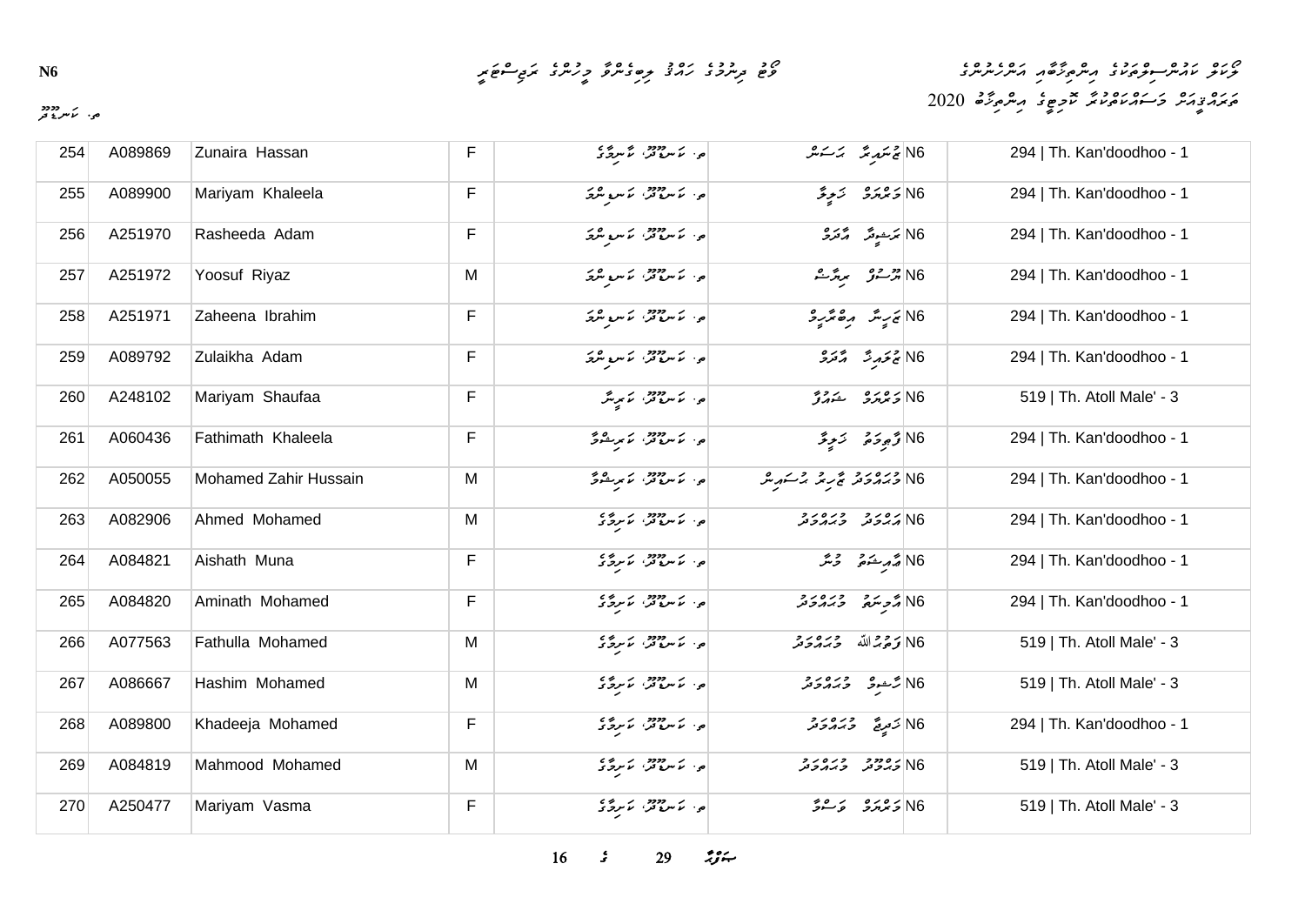| 254 | A089869 | Zunaira Hassan | F | ތ. ކަނޑޫދޫ، ގުލާބީގެ | ޒުނައިރާ ހަސަން | N6 | 294 \| Th. Kan'doodhoo - 1 |
|---|---|---|---|---|---|---|---|
| 255 | A089900 | Mariyam Khaleela | F | ތ. ކަނޑޫދޫ، ކަނޑިނޫރު | މަރިޔަމް ޚަލީލާ | N6 | 294 \| Th. Kan'doodhoo - 1 |
| 256 | A251970 | Rasheeda Adam | F | ތ. ކަނޑޫދޫ، ކަނޑިނޫރު | ރަޝީދާ އާދަމް | N6 | 294 \| Th. Kan'doodhoo - 1 |
| 257 | A251972 | Yoosuf Riyaz | M | ތ. ކަނޑޫދޫ، ކަނޑިނޫރު | ޔޫސުފް ރިޔާޒް | N6 | 294 \| Th. Kan'doodhoo - 1 |
| 258 | A251971 | Zaheena Ibrahim | F | ތ. ކަނޑޫދޫ، ކަނޑިނޫރު | ޒަހީނާ އިބްރާހީމް | N6 | 294 \| Th. Kan'doodhoo - 1 |
| 259 | A089792 | Zulaikha Adam | F | ތ. ކަނޑޫދޫ، ކަނޑިނޫރު | ޒުލައިޚާ އާދަމް | N6 | 294 \| Th. Kan'doodhoo - 1 |
| 260 | A248102 | Mariyam Shaufaa | F | ތ. ކަނޑޫދޫ، ކަރީނާ | މަރިޔަމް ޝައުފާ | N6 | 519 \| Th. Atoll Male' - 3 |
| 261 | A060436 | Fathimath Khaleela | F | ތ. ކަނޑޫދޫ، ކަރިޝްމާ | ފާތިމަތު ޚަލީލާ | N6 | 294 \| Th. Kan'doodhoo - 1 |
| 262 | A050055 | Mohamed Zahir Hussain | M | ތ. ކަނޑޫދޫ، ކަރިޝްމާ | މުހައްމަދު ޒާހިރު ހުސައިން | N6 | 294 \| Th. Kan'doodhoo - 1 |
| 263 | A082906 | Ahmed Mohamed | M | ތ. ކަނޑޫދޫ، ކަނިވާގެ | އަހުމަދު މުހައްމަދު | N6 | 294 \| Th. Kan'doodhoo - 1 |
| 264 | A084821 | Aishath Muna | F | ތ. ކަނޑޫދޫ، ކަނިވާގެ | އާއިޝަތު މުނާ | N6 | 294 \| Th. Kan'doodhoo - 1 |
| 265 | A084820 | Aminath Mohamed | F | ތ. ކަނޑޫދޫ، ކަނިވާގެ | އާމިނަތު މުހައްމަދު | N6 | 294 \| Th. Kan'doodhoo - 1 |
| 266 | A077563 | Fathulla Mohamed | M | ތ. ކަނޑޫދޫ، ކަނިވާގެ | ފަތުހުﷲ މުހައްމަދު | N6 | 519 \| Th. Atoll Male' - 3 |
| 267 | A086667 | Hashim Mohamed | M | ތ. ކަނޑޫދޫ، ކަނިވާގެ | ހާޝިމް މުހައްމަދު | N6 | 519 \| Th. Atoll Male' - 3 |
| 268 | A089800 | Khadeeja Mohamed | F | ތ. ކަނޑޫދޫ، ކަނިވާގެ | ޚަދީޖާ މުހައްމަދު | N6 | 294 \| Th. Kan'doodhoo - 1 |
| 269 | A084819 | Mahmood Mohamed | M | ތ. ކަނޑޫދޫ، ކަނިވާގެ | މަޙްމޫދު މުހައްމަދު | N6 | 519 \| Th. Atoll Male' - 3 |
| 270 | A250477 | Mariyam Vasma | F | ތ. ކަނޑޫދޫ، ކަނިވާގެ | މަރިޔަމް ވަސްމާ | N6 | 519 \| Th. Atoll Male' - 3 |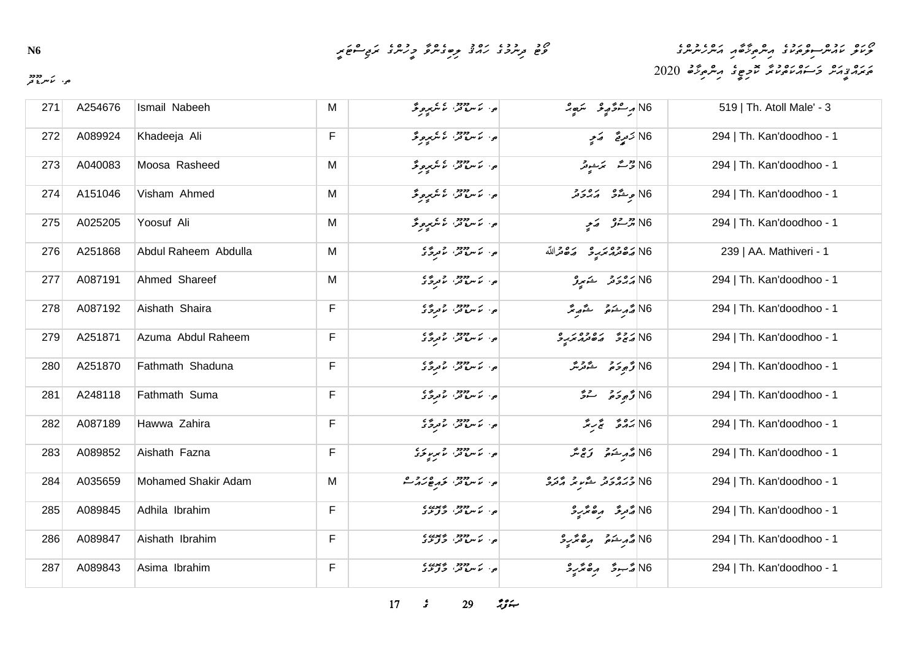| 271 | A254676 | Ismail Nabeeh | M | ތ. ކަނޑޫދޫ، ކެނެރީވިލާ | N6 | 519 \| Th. Atoll Male' - 3 |
|---|---|---|---|---|---|---|
| 272 | A089924 | Khadeeja Ali | F | ތ. ކަނޑޫދޫ، ކެނެރީވިލާ | N6 | 294 \| Th. Kan'doodhoo - 1 |
| 273 | A040083 | Moosa Rasheed | M | ތ. ކަނޑޫދޫ، ކެނެރީވިލާ | N6 | 294 \| Th. Kan'doodhoo - 1 |
| 274 | A151046 | Visham Ahmed | M | ތ. ކަނޑޫދޫ، ކެނެރީވިލާ | N6 | 294 \| Th. Kan'doodhoo - 1 |
| 275 | A025205 | Yoosuf Ali | M | ތ. ކަނޑޫދޫ، ކެނެރީވިލާ | N6 | 294 \| Th. Kan'doodhoo - 1 |
| 276 | A251868 | Abdul Raheem Abdulla | M | ތ. ކަނޑޫދޫ، ކުރިމަގު | N6 | 239 \| AA. Mathiveri - 1 |
| 277 | A087191 | Ahmed Shareef | M | ތ. ކަނޑޫދޫ، ކުރިމަގު | N6 | 294 \| Th. Kan'doodhoo - 1 |
| 278 | A087192 | Aishath Shaira | F | ތ. ކަނޑޫދޫ، ކުރިމަގު | N6 | 294 \| Th. Kan'doodhoo - 1 |
| 279 | A251871 | Azuma Abdul Raheem | F | ތ. ކަނޑޫދޫ، ކުރިމަގު | N6 | 294 \| Th. Kan'doodhoo - 1 |
| 280 | A251870 | Fathmath Shaduna | F | ތ. ކަނޑޫދޫ، ކުރިމަގު | N6 | 294 \| Th. Kan'doodhoo - 1 |
| 281 | A248118 | Fathmath Suma | F | ތ. ކަނޑޫދޫ، ކުރިމަގު | N6 | 294 \| Th. Kan'doodhoo - 1 |
| 282 | A087189 | Hawwa Zahira | F | ތ. ކަނޑޫދޫ، ކުރިމަގު | N6 | 294 \| Th. Kan'doodhoo - 1 |
| 283 | A089852 | Aishath Fazna | F | ތ. ކަނޑޫދޫ، ކުރިޔަވަގު | N6 | 294 \| Th. Kan'doodhoo - 1 |
| 284 | A035659 | Mohamed Shakir Adam | M | ތ. ކަނޑޫދޫ، ގަލިބޯހުރުސް | N6 | 294 \| Th. Kan'doodhoo - 1 |
| 285 | A089845 | Adhila Ibrahim | F | ތ. ކަނޑޫދޫ، ގުލްޒާރު | N6 | 294 \| Th. Kan'doodhoo - 1 |
| 286 | A089847 | Aishath Ibrahim | F | ތ. ކަނޑޫދޫ، ގުލްޒާރު | N6 | 294 \| Th. Kan'doodhoo - 1 |
| 287 | A089843 | Asima Ibrahim | F | ތ. ކަނޑޫދޫ، ގުލްޒާރު | N6 | 294 \| Th. Kan'doodhoo - 1 |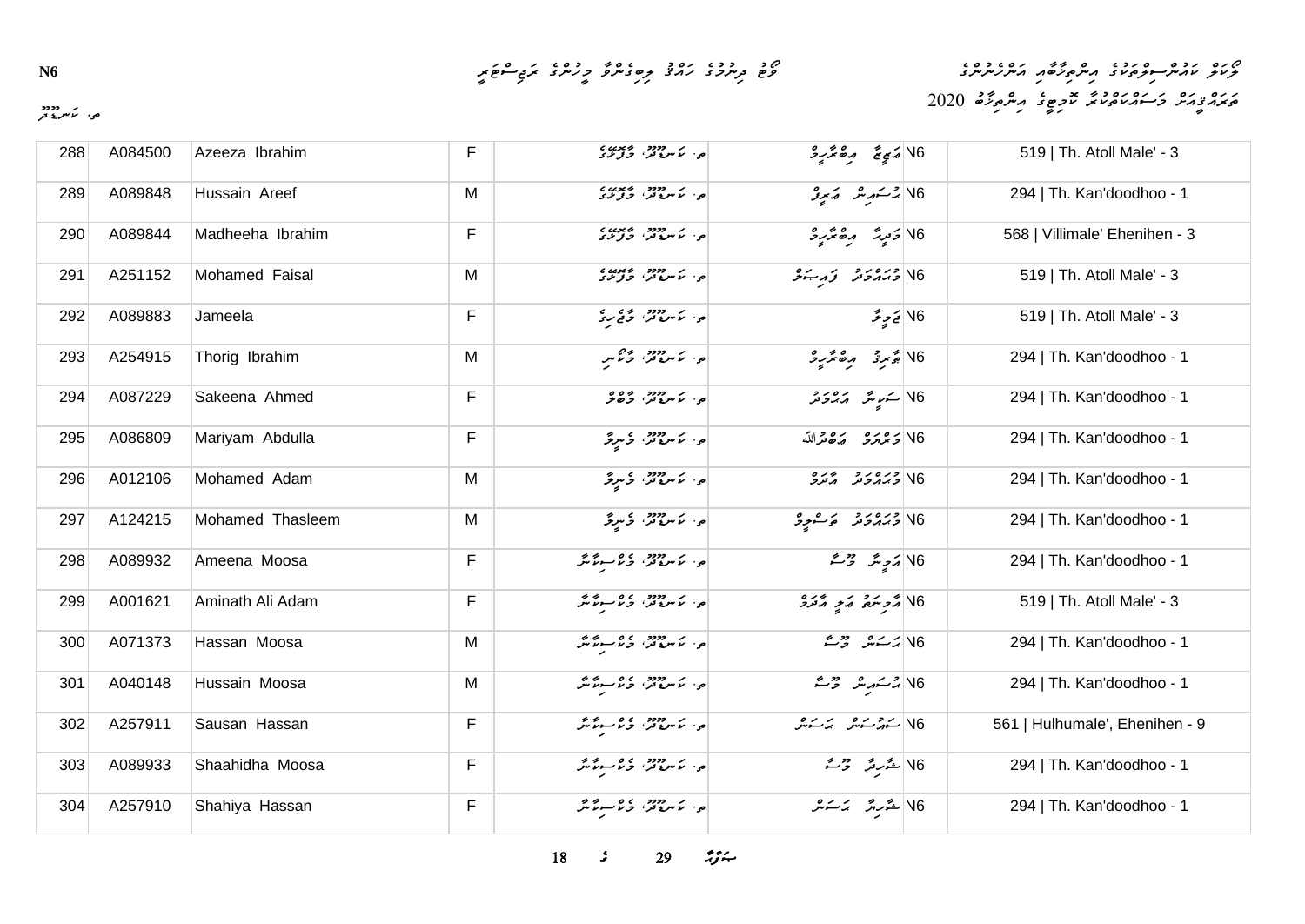| 288 | A084500 | Azeeza Ibrahim | F | ތ.ކަނޑޫދޫ، މާފޮޅުގެ | އަޒީޒާ އިބްރާހީމް N6 | 519 \| Th. Atoll Male' - 3 |
|---|---|---|---|---|---|---|
| 289 | A089848 | Hussain Areef | M | ތ. ކަނޑޫދޫ، މާފޮޅުގެ | ހުސައިން އަރީފް N6 | 294 \| Th. Kan'doodhoo - 1 |
| 290 | A089844 | Madheeha Ibrahim | F | ތ. ކަނޑޫދޫ، މާފޮޅުގެ | މަދީހާ އިބްރާހީމް N6 | 568 \| Villimale' Ehenihen - 3 |
| 291 | A251152 | Mohamed Faisal | M | ތ. ކަނޑޫދޫ، މާފޮޅުގެ | މުހައްމަދު ފައިސަލް N6 | 519 \| Th. Atoll Male' - 3 |
| 292 | A089883 | Jameela | F | ތ. ކަނޑޫދޫ، މާޖަރީގެ | ޖަމީލާ N6 | 519 \| Th. Atoll Male' - 3 |
| 293 | A254915 | Thorig Ibrahim | M | ތ. ކަނޑޫދޫ، މާހިނި | ތާރިޤު އިބްރާހީމް N6 | 294 \| Th. Kan'doodhoo - 1 |
| 294 | A087229 | Sakeena Ahmed | F | ތ. ކަނޑޫދޫ، މާބޮޑު | ސަކީނާ އަހުމަދު N6 | 294 \| Th. Kan'doodhoo - 1 |
| 295 | A086809 | Mariyam Abdulla | F | ތ. ކަނޑޫދޫ، މެނިޔާ | މަރިޔަމް އަބްދުﷲ N6 | 294 \| Th. Kan'doodhoo - 1 |
| 296 | A012106 | Mohamed Adam | M | ތ. ކަނޑޫދޫ، މެނިޔާ | މުހައްމަދު އާދަމް N6 | 294 \| Th. Kan'doodhoo - 1 |
| 297 | A124215 | Mohamed Thasleem | M | ތ. ކަނޑޫދޫ، މެނިޔާ | މުހައްމަދު ތަސްލީމް N6 | 294 \| Th. Kan'doodhoo - 1 |
| 298 | A089932 | Ameena Moosa | F | ތ. ކަނޑޫދޫ، މެހިސްނިމާން | އަމީނާ މޫސާ N6 | 294 \| Th. Kan'doodhoo - 1 |
| 299 | A001621 | Aminath Ali Adam | F | ތ. ކަނޑޫދޫ، މެހިސްނިމާން | އާމިނަތު ޢަލީ އާދަމް N6 | 519 \| Th. Atoll Male' - 3 |
| 300 | A071373 | Hassan Moosa | M | ތ. ކަނޑޫދޫ، މެހިސްނިމާން | ހަސަން މޫސާ N6 | 294 \| Th. Kan'doodhoo - 1 |
| 301 | A040148 | Hussain Moosa | M | ތ. ކަނޑޫދޫ، މެހިސްނިމާން | ހުސައިން މޫސާ N6 | 294 \| Th. Kan'doodhoo - 1 |
| 302 | A257911 | Sausan Hassan | F | ތ. ކަނޑޫދޫ، މެހިސްނިމާން | ސައުސަން ހަސަން N6 | 561 \| Hulhumale', Ehenihen - 9 |
| 303 | A089933 | Shaahidha Moosa | F | ތ. ކަނޑޫދޫ، މެހިސްނިމާން | ޝާހިދާ މޫސާ N6 | 294 \| Th. Kan'doodhoo - 1 |
| 304 | A257910 | Shahiya Hassan | F | ތ. ކަނޑޫދޫ، މެހިސްނިމާން | ޝާހިޔާ ހަސަން N6 | 294 \| Th. Kan'doodhoo - 1 |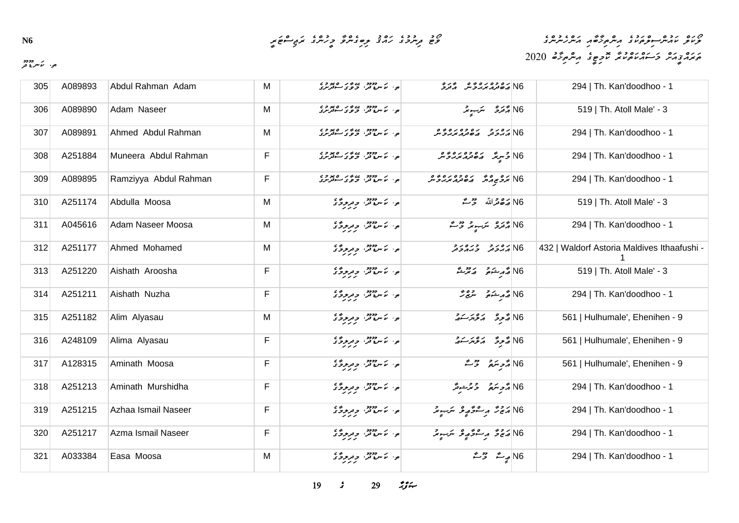| 305 | A089893 | Abdul Rahman Adam | M | ތ.ކަނޑޫދޫ، ވާވާ ސްޓޯރ | N6 އަބްދުއްރަޙްމާން އާދަމް | 294 \| Th. Kan'doodhoo - 1 |
|---|---|---|---|---|---|---|
| 306 | A089890 | Adam Naseer | M | ތ. ކަނޑޫދޫ، ވާވާ ސްޓޯރ | N6 އާދަމް ނަސީރު | 519 \| Th. Atoll Male' - 3 |
| 307 | A089891 | Ahmed Abdul Rahman | M | ތ. ކަނޑޫދޫ، ވާވާ ސްޓޯރ | N6 އަޙްމަދު އަބްދުއްރަޙްމާން | 294 \| Th. Kan'doodhoo - 1 |
| 308 | A251884 | Muneera Abdul Rahman | F | ތ. ކަނޑޫދޫ، ވާވާ ސްޓޯރ | N6 މުނީރާ އަބްދުއްރަޙްމާން | 294 \| Th. Kan'doodhoo - 1 |
| 309 | A089895 | Ramziyya Abdul Rahman | F | ތ. ކަނޑޫދޫ، ވާވާ ސްޓޯރ | N6 ރަމްޒިއްޔާ އަބްދުއްރަޙްމާން | 294 \| Th. Kan'doodhoo - 1 |
| 310 | A251174 | Abdulla Moosa | M | ތ. ކަނޑޫދޫ، ވިދުވިލާގެ | N6 އަބްދުﷲ މޫސާ | 519 \| Th. Atoll Male' - 3 |
| 311 | A045616 | Adam Naseer Moosa | M | ތ. ކަނޑޫދޫ، ވިދުވިލާގެ | N6 އާދަމް ނަސީރު މޫސާ | 294 \| Th. Kan'doodhoo - 1 |
| 312 | A251177 | Ahmed Mohamed | M | ތ. ކަނޑޫދޫ، ވިދުވިލާގެ | N6 އަޙްމަދު މުޙައްމަދު | 432 \| Waldorf Astoria Maldives Ithaafushi - 1 |
| 313 | A251220 | Aishath Aroosha | F | ތ. ކަނޑޫދޫ، ވިދުވިލާގެ | N6 އާއިޝަތު އަރޫޝާ | 519 \| Th. Atoll Male' - 3 |
| 314 | A251211 | Aishath Nuzha | F | ތ. ކަނޑޫދޫ، ވިދުވިލާގެ | N6 އާއިޝަތު ނުޒްހާ | 294 \| Th. Kan'doodhoo - 1 |
| 315 | A251182 | Alim Alyasau | M | ތ. ކަނޑޫދޫ، ވިދުވިލާގެ | N6 އާލިމް އަލްޔަސައު | 561 \| Hulhumale', Ehenihen - 9 |
| 316 | A248109 | Alima Alyasau | F | ތ. ކަނޑޫދޫ، ވިދުވިލާގެ | N6 އާލިމާ އަލްޔަސައު | 561 \| Hulhumale', Ehenihen - 9 |
| 317 | A128315 | Aminath Moosa | F | ތ. ކަނޑޫދޫ، ވިދުވިލާގެ | N6 އާމިނަތު މޫސާ | 561 \| Hulhumale', Ehenihen - 9 |
| 318 | A251213 | Aminath Murshidha | F | ތ. ކަނޑޫދޫ، ވިދުވިލާގެ | N6 އާމިނަތު މުރުޝިދާ | 294 \| Th. Kan'doodhoo - 1 |
| 319 | A251215 | Azhaa Ismail Naseer | F | ތ. ކަނޑޫދޫ، ވިދުވިލާގެ | N6 އަޒްހާ އިސްމާއީލް ނަސީރު | 294 \| Th. Kan'doodhoo - 1 |
| 320 | A251217 | Azma Ismail Naseer | F | ތ. ކަނޑޫދޫ، ވިދުވިލާގެ | N6 އަޒްމާ އިސްމާއީލް ނަސީރު | 294 \| Th. Kan'doodhoo - 1 |
| 321 | A033384 | Easa Moosa | M | ތ. ކަނޑޫދޫ، ވިދުވިލާގެ | N6 ޢީސާ މޫސާ | 294 \| Th. Kan'doodhoo - 1 |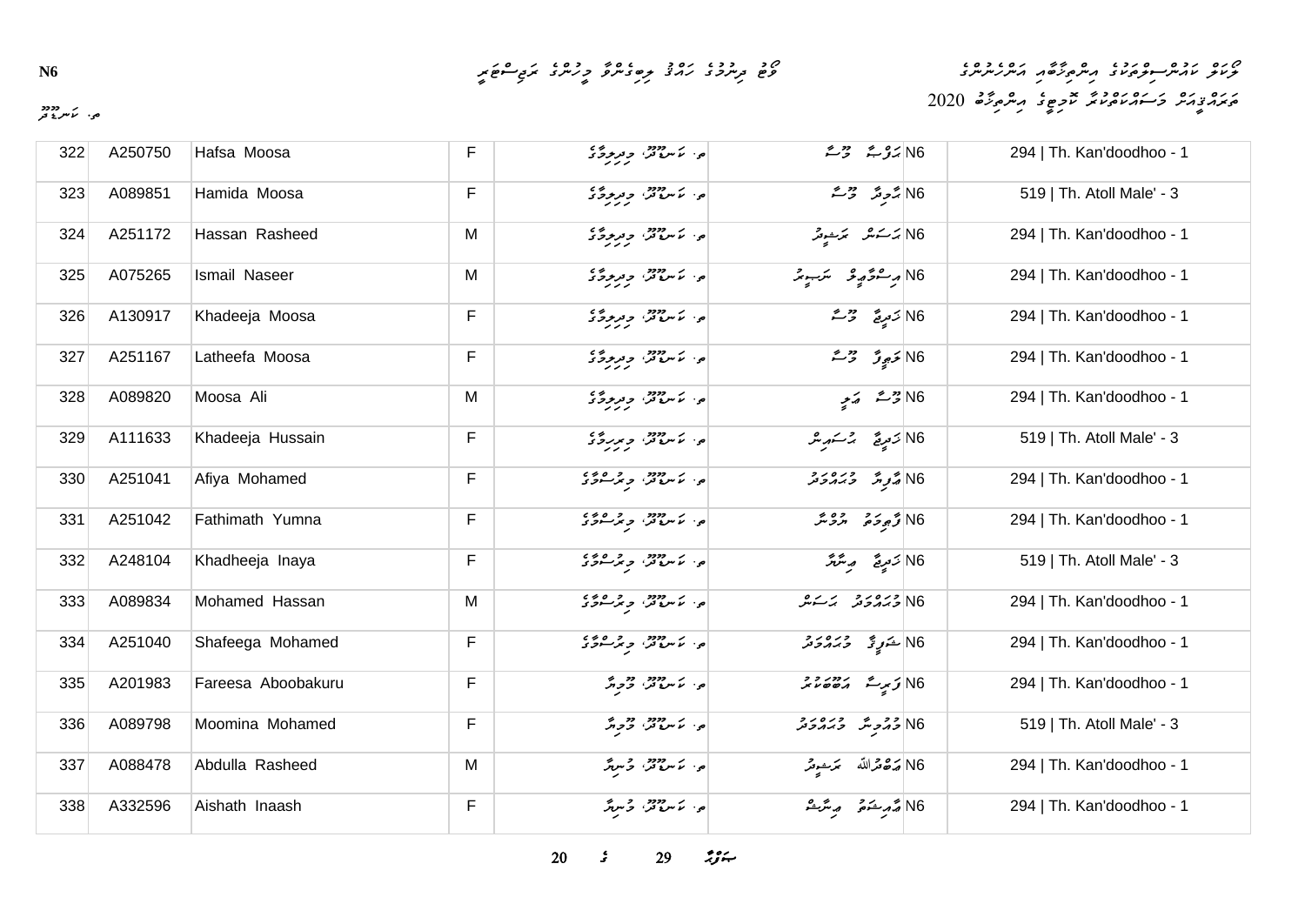| 322 | A250750 | Hafsa Moosa | F | ތ. ކަނޑޫދޫ، ވިދިވީގެ | N6 ހަފްޞާ މޫސާ | 294 \| Th. Kan'doodhoo - 1 |
|---|---|---|---|---|---|---|
| 323 | A089851 | Hamida Moosa | F | ތ. ކަނޑޫދޫ، ވިދިވީގެ | N6 ހާމިދާ މޫސާ | 519 \| Th. Atoll Male' - 3 |
| 324 | A251172 | Hassan Rasheed | M | ތ. ކަނޑޫދޫ، ވިދިވީގެ | N6 ހަސަން ރަޝީދު | 294 \| Th. Kan'doodhoo - 1 |
| 325 | A075265 | Ismail Naseer | M | ތ. ކަނޑޫދޫ، ވިދިވީގެ | N6 އިސްމާއިލް ނަސީރު | 294 \| Th. Kan'doodhoo - 1 |
| 326 | A130917 | Khadeeja Moosa | F | ތ. ކަނޑޫދޫ، ވިދިވީގެ | N6 ޚަދީޖާ މޫސާ | 294 \| Th. Kan'doodhoo - 1 |
| 327 | A251167 | Latheefa Moosa | F | ތ. ކަނޑޫދޫ، ވިދިވީގެ | N6 ލަޠީފާ މޫސާ | 294 \| Th. Kan'doodhoo - 1 |
| 328 | A089820 | Moosa Ali | M | ތ. ކަނޑޫދޫ، ވިދިވީގެ | N6 މޫސާ ޢަލީ | 294 \| Th. Kan'doodhoo - 1 |
| 329 | A111633 | Khadeeja Hussain | F | ތ. ކަނޑޫދޫ، ވިދިހާގެ | N6 ޚަދީޖާ ހުސައިން | 519 \| Th. Atoll Male' - 3 |
| 330 | A251041 | Afiya Mohamed | F | ތ. ކަނޑޫދޫ، ވިދުސްވާގެ | N6 އާފިޔާ މުޙައްމަދު | 294 \| Th. Kan'doodhoo - 1 |
| 331 | A251042 | Fathimath Yumna | F | ތ. ކަނޑޫދޫ، ވިދުސްވާގެ | N6 ފާތިމަތު ޔުމްނާ | 294 \| Th. Kan'doodhoo - 1 |
| 332 | A248104 | Khadheeja Inaya | F | ތ. ކަނޑޫދޫ، ވިދުސްވާގެ | N6 ޚަދީޖާ އިނާޔާ | 519 \| Th. Atoll Male' - 3 |
| 333 | A089834 | Mohamed Hassan | M | ތ. ކަނޑޫދޫ، ވިދުސްވާގެ | N6 މުޙައްމަދު ހަސަން | 294 \| Th. Kan'doodhoo - 1 |
| 334 | A251040 | Shafeega Mohamed | F | ތ. ކަނޑޫދޫ، ވިދުސްވާގެ | N6 ޝަފީގާ މުޙައްމަދު | 294 \| Th. Kan'doodhoo - 1 |
| 335 | A201983 | Fareesa Aboobakuru | F | ތ. ކަނޑޫދޫ، ވޫދިއާ | N6 ފަރީސާ އަބޫބަކުރު | 294 \| Th. Kan'doodhoo - 1 |
| 336 | A089798 | Moomina Mohamed | F | ތ. ކަނޑޫދޫ، ވޫދިއާ | N6 މޫމިނާ މުޙައްމަދު | 519 \| Th. Atoll Male' - 3 |
| 337 | A088478 | Abdulla Rasheed | M | ތ. ކަނޑޫދޫ، ވެނިލާ | N6 އަބްދުﷲ ރަޝީދު | 294 \| Th. Kan'doodhoo - 1 |
| 338 | A332596 | Aishath Inaash | F | ތ. ކަނޑޫދޫ، ވެނިލާ | N6 އާއިޝަތު އިނާޝް | 294 \| Th. Kan'doodhoo - 1 |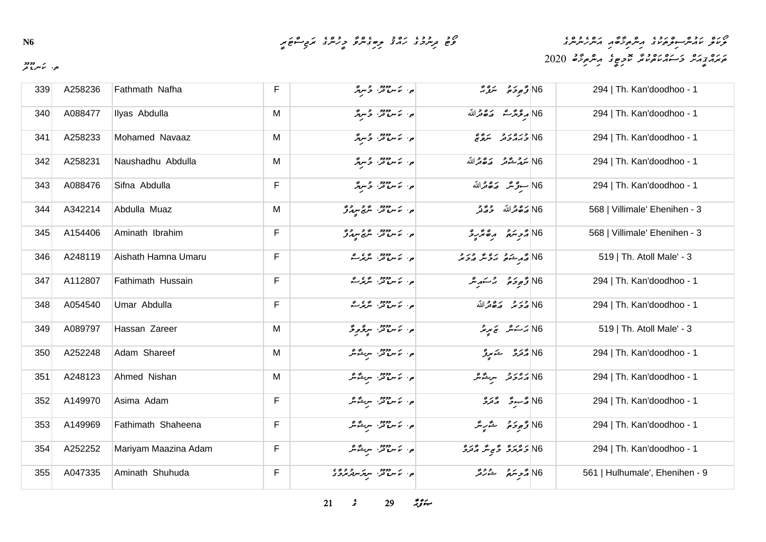| 339 | A258236 | Fathmath Nafha | F | ތ. ކަނޑޫދޫ، ވިނަރާ | ފާތިމަތު ނަފްހާ N6 | 294 \| Th. Kan'doodhoo - 1 |
|---|---|---|---|---|---|---|
| 340 | A088477 | Ilyas Abdulla | M | ތ. ކަނޑޫދޫ، ވިނަރާ | އިލްޔާސް އަބްދުﷲ N6 | 294 \| Th. Kan'doodhoo - 1 |
| 341 | A258233 | Mohamed Navaaz | M | ތ. ކަނޑޫދޫ، ވިނަރާ | މުހައްމަދު ނަވާޒް N6 | 294 \| Th. Kan'doodhoo - 1 |
| 342 | A258231 | Naushadhu Abdulla | M | ތ. ކަނޑޫދޫ، ވިނަރާ | ނައުޝާދު އަބްދުﷲ N6 | 294 \| Th. Kan'doodhoo - 1 |
| 343 | A088476 | Sifna Abdulla | F | ތ. ކަނޑޫދޫ، ވިނަރާ | ސިފްނާ އަބްދުﷲ N6 | 294 \| Th. Kan'doodhoo - 1 |
| 344 | A342214 | Abdulla Muaz | M | ތ. ކަނޑޫދޫ، ނޫރީނިޒާމާ | އަބްދުﷲ މުއާޒު N6 | 568 \| Villimale' Ehenihen - 3 |
| 345 | A154406 | Aminath Ibrahim | F | ތ. ކަނޑޫދޫ، ނޫރީނިޒާމާ | އާމިނަތު އިބްރާހިމް N6 | 568 \| Villimale' Ehenihen - 3 |
| 346 | A248119 | Aishath Hamna Umaru | F | ތ. ކަނޑޫދޫ، ނޫރުސް | އާއިޝަތު ހަމްނާ އުމަރު N6 | 519 \| Th. Atoll Male' - 3 |
| 347 | A112807 | Fathimath Hussain | F | ތ. ކަނޑޫދޫ، ނޫރުސް | ފާތިމަތު ހުސައިން N6 | 294 \| Th. Kan'doodhoo - 1 |
| 348 | A054540 | Umar Abdulla | F | ތ. ކަނޑޫދޫ، ނޫރުސް | އުމަރު އަބްދުﷲ N6 | 294 \| Th. Kan'doodhoo - 1 |
| 349 | A089797 | Hassan Zareer | M | ތ. ކަނޑޫދޫ، ނިލޯފަރު | ހަސަން ޒަރީރު N6 | 519 \| Th. Atoll Male' - 3 |
| 350 | A252248 | Adam Shareef | M | ތ. ކަނޑޫދޫ، ނިޝާން | އާދަމް ޝަރީފު N6 | 294 \| Th. Kan'doodhoo - 1 |
| 351 | A248123 | Ahmed Nishan | M | ތ. ކަނޑޫދޫ، ނިޝާން | އަހްމަދު ނިޝާން N6 | 294 \| Th. Kan'doodhoo - 1 |
| 352 | A149970 | Asima Adam | F | ތ. ކަނޑޫދޫ، ނިޝާން | އާސިމާ އާދަމް N6 | 294 \| Th. Kan'doodhoo - 1 |
| 353 | A149969 | Fathimath Shaheena | F | ތ. ކަނޑޫދޫ، ނިޝާން | ފާތިމަތު ޝާހީނާ N6 | 294 \| Th. Kan'doodhoo - 1 |
| 354 | A252252 | Mariyam Maazina Adam | F | ތ. ކަނޑޫދޫ، ނިޝާން | މަރިޔަމް މާޒިނާ އާދަމް N6 | 294 \| Th. Kan'doodhoo - 1 |
| 355 | A047335 | Aminath Shuhuda | F | ތ. ކަނޑޫދޫ، ނިޔަނިދުރުވާގެ | އާމިނަތު ޝުހުދާ N6 | 561 \| Hulhumale', Ehenihen - 9 |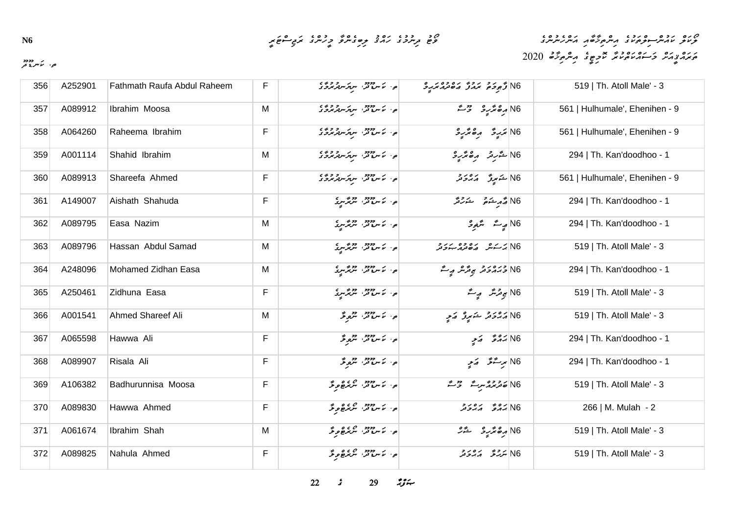| 356 | A252901 | Fathmath Raufa Abdul Raheem | F | ތ. ކަނޑޫދޫ، ނިޔަނިވުދުވާގެ | N6 ފާތިމަތު ރައުފާ އަބްދުއްރަޙީމް | 519 \| Th. Atoll Male' - 3 |
|---|---|---|---|---|---|---|
| 357 | A089912 | Ibrahim Moosa | M | ތ. ކަނޑޫދޫ، ނިޔަނިވުދުވާގެ | N6 އިބްރާހީމް މޫސާ | 561 \| Hulhumale', Ehenihen - 9 |
| 358 | A064260 | Raheema Ibrahim | F | ތ. ކަނޑޫދޫ، ނިޔަނިވުދުވާގެ | N6 ރަޙީމާ އިބްރާހީމް | 561 \| Hulhumale', Ehenihen - 9 |
| 359 | A001114 | Shahid Ibrahim | M | ތ. ކަނޑޫދޫ، ނިޔަނިވުދުވާގެ | N6 ޝާހިދު އިބްރާހީމް | 294 \| Th. Kan'doodhoo - 1 |
| 360 | A089913 | Shareefa Ahmed | F | ތ. ކަނޑޫދޫ، ނިޔަނިވުދުވާގެ | N6 ޝަރީފާ އަޙްމަދު | 561 \| Hulhumale', Ehenihen - 9 |
| 361 | A149007 | Aishath Shahuda | F | ތ. ކަނޑޫދޫ، ނޫރާނީގެ | N6 އާއިޝަތު ޝަހުދާ | 294 \| Th. Kan'doodhoo - 1 |
| 362 | A089795 | Easa Nazim | M | ތ. ކަނޑޫދޫ، ނޫރާނީގެ | N6 ޢީސާ ނާޒިމް | 294 \| Th. Kan'doodhoo - 1 |
| 363 | A089796 | Hassan Abdul Samad | M | ތ. ކަނޑޫދޫ، ނޫރާނީގެ | N6 ޙަސަން އަބްދުއްސަމަދު | 519 \| Th. Atoll Male' - 3 |
| 364 | A248096 | Mohamed Zidhan Easa | M | ތ. ކަނޑޫދޫ، ނޫރާނީގެ | N6 މުޙައްމަދު ޒިދާން ޢީސާ | 294 \| Th. Kan'doodhoo - 1 |
| 365 | A250461 | Zidhuna Easa | F | ތ. ކަނޑޫދޫ، ނޫރާނީގެ | N6 ޒިދުނާ ޢީސާ | 519 \| Th. Atoll Male' - 3 |
| 366 | A001541 | Ahmed Shareef Ali | M | ތ. ކަނޑޫދޫ، ނޫރިވާ | N6 އަޙްމަދު ޝަރީފު ޢަލި | 519 \| Th. Atoll Male' - 3 |
| 367 | A065598 | Hawwa Ali | F | ތ. ކަނޑޫދޫ، ނޫރިވާ | N6 ޙައްވާ ޢަލި | 294 \| Th. Kan'doodhoo - 1 |
| 368 | A089907 | Risala Ali | F | ތ. ކަނޑޫދޫ، ނޫރިވާ | N6 ރިސާލާ ޢަލި | 294 \| Th. Kan'doodhoo - 1 |
| 369 | A106382 | Badhurunnisa Moosa | F | ތ. ކަނޑޫދޫ، ނޫރުލްއިވާ | N6 ބަދުރުއްނިސާ މޫސާ | 519 \| Th. Atoll Male' - 3 |
| 370 | A089830 | Hawwa Ahmed | F | ތ. ކަނޑޫދޫ، ނޫރުލްއިވާ | N6 ޙައްވާ އަޙްމަދު | 266 \| M. Mulah - 2 |
| 371 | A061674 | Ibrahim Shah | M | ތ. ކަނޑޫދޫ، ނޫރުލްއިވާ | N6 އިބްރާހީމް ޝާހް | 519 \| Th. Atoll Male' - 3 |
| 372 | A089825 | Nahula Ahmed | F | ތ. ކަނޑޫދޫ، ނޫރުލްއިވާ | N6 ނަހުލާ އަޙްމަދު | 519 \| Th. Atoll Male' - 3 |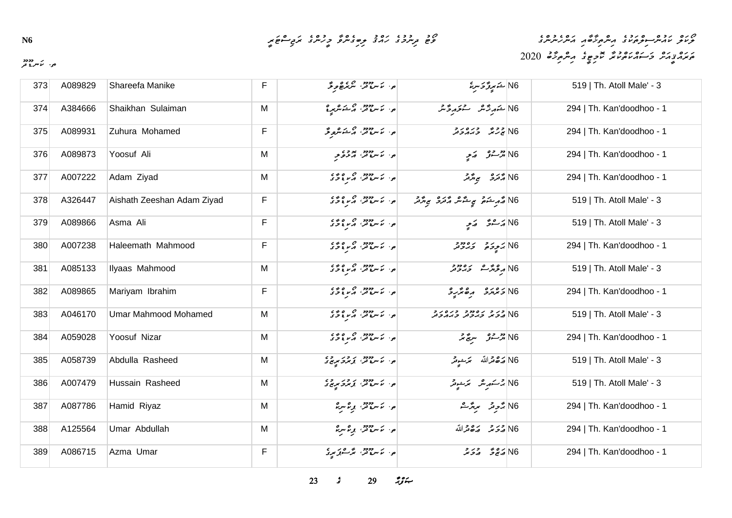| 373 | A089829 | Shareefa Manike | F | ތ. ކަނޑޫދޫ، ނަރުގިސްވިލާ | N6 ޝަރީފާމަނިކެ | 519 \| Th. Atoll Male' - 3 |
|---|---|---|---|---|---|---|
| 374 | A384666 | Shaikhan Sulaiman | M | ތ. ކަނޑޫދޫ، އަސަރުގޭ | N6 ޝައިހާން ސުލައިމާން | 294 \| Th. Kan'doodhoo - 1 |
| 375 | A089931 | Zuhura Mohamed | F | ތ. ކަނޑޫދޫ، އަސަރުވިލާ | N6 ޒުހުރާ މުހައްމަދު | 294 \| Th. Kan'doodhoo - 1 |
| 376 | A089873 | Yoosuf Ali | M | ތ. ކަނޑޫދޫ، އަލިވާދީ | N6 ޔޫސުފް ޢަލީ | 294 \| Th. Kan'doodhoo - 1 |
| 377 | A007222 | Adam Ziyad | M | ތ. ކަނޑޫދޫ، އާރުޒޯގެ | N6 އާދަމް ޒިޔާދު | 294 \| Th. Kan'doodhoo - 1 |
| 378 | A326447 | Aishath Zeeshan Adam Ziyad | F | ތ. ކަނޑޫދޫ، އާރުޒޯގެ | N6 އާއިޝަތު ޒީޝާން އާދަމް ޒިޔާދު | 519 \| Th. Atoll Male' - 3 |
| 379 | A089866 | Asma Ali | F | ތ. ކަނޑޫދޫ، އާރުޒޯގެ | N6 އަސްމާ ޢަލީ | 519 \| Th. Atoll Male' - 3 |
| 380 | A007238 | Haleemath Mahmood | F | ތ. ކަނޑޫދޫ، އާރުޒޯގެ | N6 ހަލީމަތު މަހްމޫދު | 294 \| Th. Kan'doodhoo - 1 |
| 381 | A085133 | Ilyaas Mahmood | M | ތ. ކަނޑޫދޫ، އާރުޒޯގެ | N6 އިލްޔާސް މަހްމޫދު | 519 \| Th. Atoll Male' - 3 |
| 382 | A089865 | Mariyam Ibrahim | F | ތ. ކަނޑޫދޫ، އާރުޒޯގެ | N6 މަރިޔަމް އިބްރާހީމް | 294 \| Th. Kan'doodhoo - 1 |
| 383 | A046170 | Umar Mahmood Mohamed | M | ތ. ކަނޑޫދޫ، އާރުޒޯގެ | N6 އުމަރު މަހްމޫދު މުހައްމަދު | 519 \| Th. Atoll Male' - 3 |
| 384 | A059028 | Yoosuf Nizar | M | ތ. ކަނޑޫދޫ، އާރުޒޯގެ | N6 ޔޫސުފް ނިޒާރު | 294 \| Th. Kan'doodhoo - 1 |
| 385 | A058739 | Abdulla Rasheed | M | ތ. ކަނޑޫދޫ، ފެހިމަލިގެ | N6 އަބްދުﷲ ރަޝީދު | 519 \| Th. Atoll Male' - 3 |
| 386 | A007479 | Hussain Rasheed | M | ތ. ކަނޑޫދޫ، ފެހިމަލިގެ | N6 ހުސައިން ރަޝީދު | 519 \| Th. Atoll Male' - 3 |
| 387 | A087786 | Hamid Riyaz | M | ތ. ކަނޑޫދޫ، ފިނިހިރި | N6 ހާމިދު ރިޔާޒް | 294 \| Th. Kan'doodhoo - 1 |
| 388 | A125564 | Umar Abdullah | M | ތ. ކަނޑޫދޫ، ފިނިހިރި | N6 އުމަރު އަބްދުﷲ | 294 \| Th. Kan'doodhoo - 1 |
| 389 | A086715 | Azma Umar | F | ތ. ކަނޑޫދޫ، ނާސްތުރީގެ | N6 އަޒްމާ އުމަރު | 294 \| Th. Kan'doodhoo - 1 |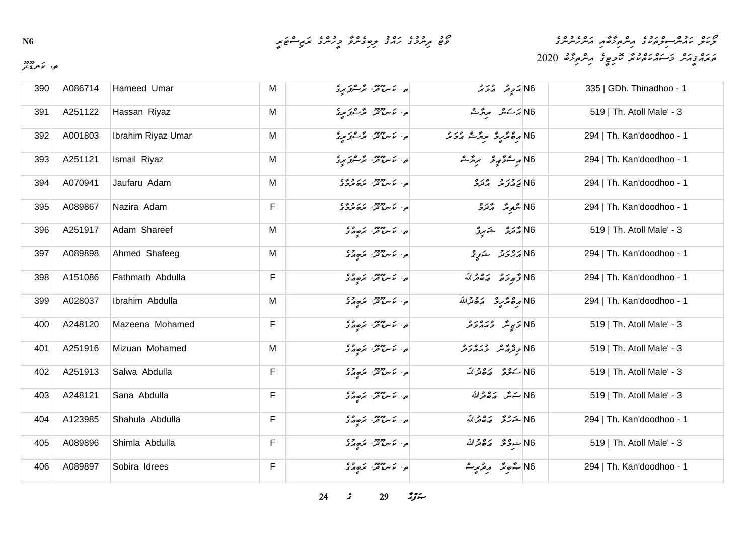| 390 | A086714 | Hameed Umar | M | ޏ. ކަނޑޫދޫ، ރާސްތުހިރި | N6 ހަމީދު އުމަރު | 335 \| GDh. Thinadhoo - 1 |
|---|---|---|---|---|---|---|
| 391 | A251122 | Hassan Riyaz | M | ޏ. ކަނޑޫދޫ، ރާސްތުހިރި | N6 ހަސަން ރިޔާޒް | 519 \| Th. Atoll Male' - 3 |
| 392 | A001803 | Ibrahim Riyaz Umar | M | ޏ. ކަނޑޫދޫ، ރާސްތުހިރި | N6 އިބްރާހީމް ރިޔާޒް އުމަރު | 294 \| Th. Kan'doodhoo - 1 |
| 393 | A251121 | Ismail Riyaz | M | ޏ. ކަނޑޫދޫ، ރާސްތުހިރި | N6 އިސްމާޢީލް ރިޔާޒް | 294 \| Th. Kan'doodhoo - 1 |
| 394 | A070941 | Jaufaru Adam | M | ޏ. ކަނޑޫދޫ، ރަބަރުގެ | N6 ޖައުފަރު އާދަމް | 294 \| Th. Kan'doodhoo - 1 |
| 395 | A089867 | Nazira Adam | F | ޏ. ކަނޑޫދޫ، ރަބަރުގެ | N6 ނާޒިރާ އާދަމް | 294 \| Th. Kan'doodhoo - 1 |
| 396 | A251917 | Adam Shareef | M | ޏ. ކަނޑޫދޫ، ރަތްމަގު | N6 އާދަމް ޝަރީފް | 519 \| Th. Atoll Male' - 3 |
| 397 | A089898 | Ahmed Shafeeg | M | ޏ. ކަނޑޫދޫ، ރަތްމަގު | N6 އަހުމަދު ޝަފީގު | 294 \| Th. Kan'doodhoo - 1 |
| 398 | A151086 | Fathmath Abdulla | F | ޏ. ކަނޑޫދޫ، ރަތްމަގު | N6 ފާތިމަތު އަބްދުﷲ | 294 \| Th. Kan'doodhoo - 1 |
| 399 | A028037 | Ibrahim Abdulla | M | ޏ. ކަނޑޫދޫ، ރަތްމަގު | N6 އިބްރާހީމް އަބްދުﷲ | 294 \| Th. Kan'doodhoo - 1 |
| 400 | A248120 | Mazeena Mohamed | F | ޏ. ކަނޑޫދޫ، ރަތްމަގު | N6 މަޒީނާ މުހައްމަދު | 519 \| Th. Atoll Male' - 3 |
| 401 | A251916 | Mizuan Mohamed | M | ޏ. ކަނޑޫދޫ، ރަތްމަގު | N6 މިޒުއާން މުހައްމަދު | 519 \| Th. Atoll Male' - 3 |
| 402 | A251913 | Salwa Abdulla | F | ޏ. ކަނޑޫދޫ، ރަތްމަގު | N6 ސަލްވާ އަބްދުﷲ | 519 \| Th. Atoll Male' - 3 |
| 403 | A248121 | Sana Abdulla | F | ޏ. ކަނޑޫދޫ، ރަތްމަގު | N6 ސަނާ އަބްދުﷲ | 519 \| Th. Atoll Male' - 3 |
| 404 | A123985 | Shahula Abdulla | F | ޏ. ކަނޑޫދޫ، ރަތްމަގު | N6 ޝަހުލާ އަބްދުﷲ | 294 \| Th. Kan'doodhoo - 1 |
| 405 | A089896 | Shimla Abdulla | F | ޏ. ކަނޑޫދޫ، ރަތްމަގު | N6 ޝިމްލާ އަބްދުﷲ | 519 \| Th. Atoll Male' - 3 |
| 406 | A089897 | Sobira Idrees | F | ޏ. ކަނޑޫދޫ، ރަތްމަގު | N6 ސާބިރާ އިދްރީސް | 294 \| Th. Kan'doodhoo - 1 |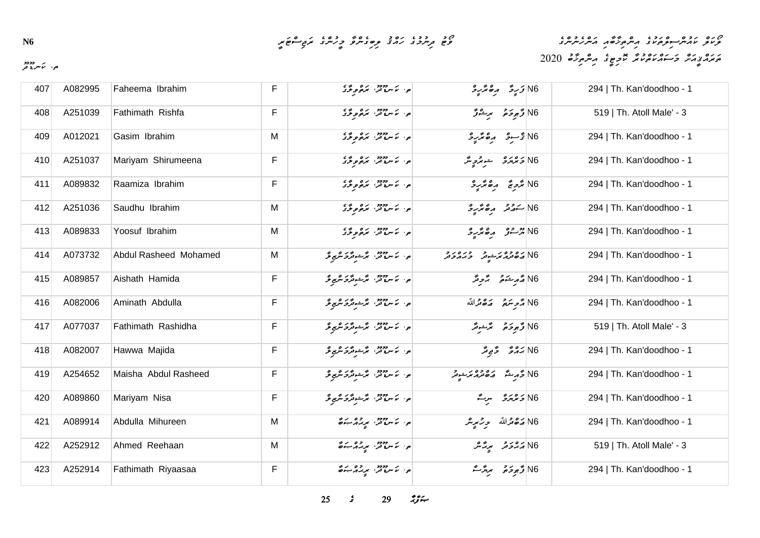| 407 | A082995 | Faheema Ibrahim | F | ތ. ކަނޑޫދޫ، ރަތްވިލާގެ | ފަހީމާ އިބްރާހީމް N6 | 294 \| Th. Kan'doodhoo - 1 |
|---|---|---|---|---|---|---|
| 408 | A251039 | Fathimath Rishfa | F | ތ. ކަނޑޫދޫ، ރަތްވިލާގެ | ފާތިމަތު ރިޝްފާ N6 | 519 \| Th. Atoll Male' - 3 |
| 409 | A012021 | Gasim Ibrahim | M | ތ. ކަނޑޫދޫ، ރަތްވިލާގެ | ޤާސިމް އިބްރާހީމް N6 | 294 \| Th. Kan'doodhoo - 1 |
| 410 | A251037 | Mariyam Shirumeena | F | ތ. ކަނޑޫދޫ، ރަތްވިލާގެ | މަރިޔަމް ޝިރުމީނާ N6 | 294 \| Th. Kan'doodhoo - 1 |
| 411 | A089832 | Raamiza Ibrahim | F | ތ. ކަނޑޫދޫ، ރަތްވިލާގެ | ރާމިޒާ އިބްރާހީމް N6 | 294 \| Th. Kan'doodhoo - 1 |
| 412 | A251036 | Saudhu Ibrahim | M | ތ. ކަނޑޫދޫ، ރަތްވިލާގެ | ސައުދު އިބްރާހީމް N6 | 294 \| Th. Kan'doodhoo - 1 |
| 413 | A089833 | Yoosuf Ibrahim | M | ތ. ކަނޑޫދޫ، ރަތްވިލާގެ | ޔޫސުފް އިބްރާހީމް N6 | 294 \| Th. Kan'doodhoo - 1 |
| 414 | A073732 | Abdul Rasheed Mohamed | M | ތ. ކަނޑޫދޫ، ރާޝިދުގެ ސްޓޯރ | އަބްދުލްރަޝީދު މުޙައްމަދު N6 | 294 \| Th. Kan'doodhoo - 1 |
| 415 | A089857 | Aishath Hamida | F | ތ. ކަނޑޫދޫ، ރާޝިދުގެ ސްޓޯރ | އައިޝަތު ހާމިދާ N6 | 294 \| Th. Kan'doodhoo - 1 |
| 416 | A082006 | Aminath Abdulla | F | ތ. ކަނޑޫދޫ، ރާޝިދުގެ ސްޓޯރ | އާމިނަތު އަބްދުﷲ N6 | 294 \| Th. Kan'doodhoo - 1 |
| 417 | A077037 | Fathimath Rashidha | F | ތ. ކަނޑޫދޫ، ރާޝިދުގެ ސްޓޯރ | ފާތިމަތު ރާޝިދާ N6 | 519 \| Th. Atoll Male' - 3 |
| 418 | A082007 | Hawwa Majida | F | ތ. ކަނޑޫދޫ، ރާޝިދުގެ ސްޓޯރ | ހައްވާ މާޖިދާ N6 | 294 \| Th. Kan'doodhoo - 1 |
| 419 | A254652 | Maisha Abdul Rasheed | F | ތ. ކަނޑޫދޫ، ރާޝިދުގެ ސްޓޯރ | މާއިޝާ އަބްދުލްރަޝީދު N6 | 294 \| Th. Kan'doodhoo - 1 |
| 420 | A089860 | Mariyam Nisa | F | ތ. ކަނޑޫދޫ، ރާޝިދުގެ ސްޓޯރ | މަރިޔަމް ނިސާ N6 | 294 \| Th. Kan'doodhoo - 1 |
| 421 | A089914 | Abdulla Mihureen | M | ތ. ކަނޑޫދޫ، ރިހުމްސަބާ | އަބްދުﷲ މިހުރީން N6 | 294 \| Th. Kan'doodhoo - 1 |
| 422 | A252912 | Ahmed Reehaan | M | ތ. ކަނޑޫދޫ، ރިހުމްސަބާ | އަޙްމަދު ރީހާން N6 | 519 \| Th. Atoll Male' - 3 |
| 423 | A252914 | Fathimath Riyaasaa | F | ތ. ކަނޑޫދޫ، ރިހުމްސަބާ | ފާތިމަތު ރިޔާސާ N6 | 294 \| Th. Kan'doodhoo - 1 |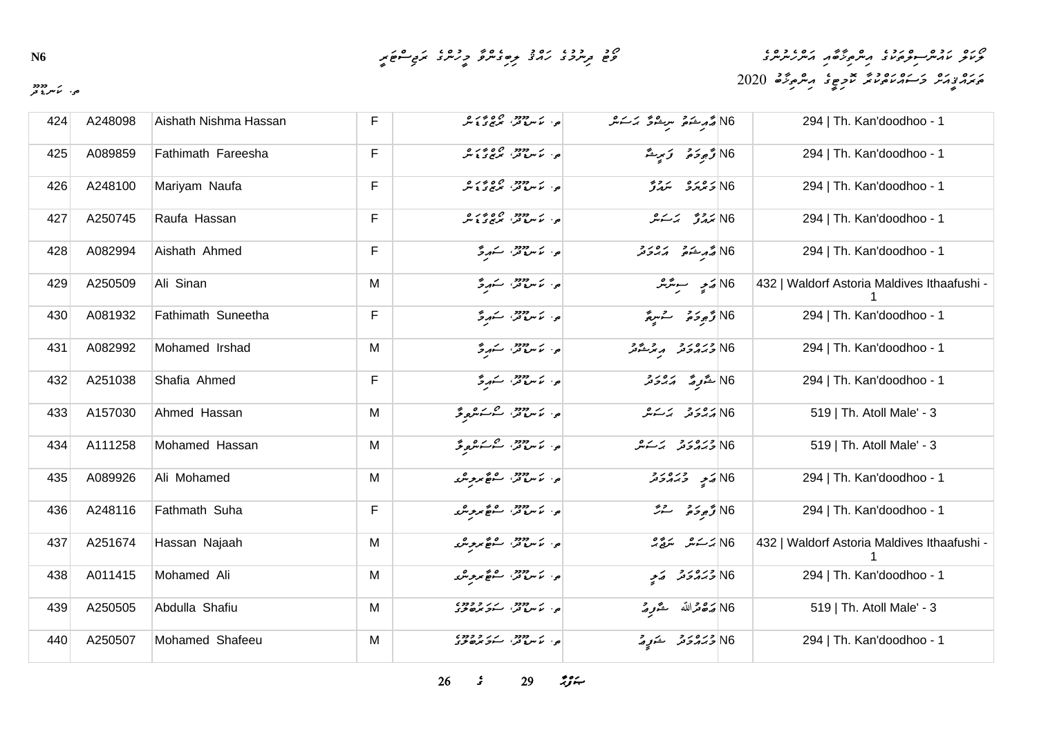| 424 | A248098 | Aishath Nishma Hassan | F | ތ. ކަނޑޫދޫ، ރޮއްވާގެ ރީ | N6 | 294 \| Th. Kan'doodhoo - 1 |
|---|---|---|---|---|---|---|
| 425 | A089859 | Fathimath Fareesha | F | ތ. ކަނޑޫދޫ، ރޮއްވާގެ ރީ | N6 | 294 \| Th. Kan'doodhoo - 1 |
| 426 | A248100 | Mariyam Naufa | F | ތ. ކަނޑޫދޫ، ރޮއްވާގެ ރީ | N6 | 294 \| Th. Kan'doodhoo - 1 |
| 427 | A250745 | Raufa Hassan | F | ތ. ކަނޑޫދޫ، ރޮއްވާގެ ރީ | N6 | 294 \| Th. Kan'doodhoo - 1 |
| 428 | A082994 | Aishath Ahmed | F | ތ. ކަނޑޫދޫ، ސަރީގާ | N6 | 294 \| Th. Kan'doodhoo - 1 |
| 429 | A250509 | Ali Sinan | M | ތ. ކަނޑޫދޫ، ސަރީގާ | N6 | 432 \| Waldorf Astoria Maldives Ithaafushi - 1 |
| 430 | A081932 | Fathimath Suneetha | F | ތ. ކަނޑޫދޫ، ސަރީގާ | N6 | 294 \| Th. Kan'doodhoo - 1 |
| 431 | A082992 | Mohamed Irshad | M | ތ. ކަނޑޫދޫ، ސަރީގާ | N6 | 294 \| Th. Kan'doodhoo - 1 |
| 432 | A251038 | Shafia Ahmed | F | ތ. ކަނޑޫދޫ، ސަރީގާ | N6 | 294 \| Th. Kan'doodhoo - 1 |
| 433 | A157030 | Ahmed Hassan | M | ތ. ކަނޑޫދޫ، ސުސަންވިލާ | N6 | 519 \| Th. Atoll Male' - 3 |
| 434 | A111258 | Mohamed Hassan | M | ތ. ކަނޑޫދޫ، ސުސަންވިލާ | N6 | 519 \| Th. Atoll Male' - 3 |
| 435 | A089926 | Ali Mohamed | M | ތ. ކަނޑޫދޫ، ސުވާރިވިންގ | N6 | 294 \| Th. Kan'doodhoo - 1 |
| 436 | A248116 | Fathmath Suha | F | ތ. ކަނޑޫދޫ، ސުވާރިވިންގ | N6 | 294 \| Th. Kan'doodhoo - 1 |
| 437 | A251674 | Hassan Najaah | M | ތ. ކަނޑޫދޫ، ސުވާރިވިންގ | N6 | 432 \| Waldorf Astoria Maldives Ithaafushi - 1 |
| 438 | A011415 | Mohamed Ali | M | ތ. ކަނޑޫދޫ، ސުވާރިވިންގ | N6 | 294 \| Th. Kan'doodhoo - 1 |
| 439 | A250505 | Abdulla Shafiu | M | ތ. ކަނޑޫދޫ، ސަމަރުބްރީޒް | N6 | 519 \| Th. Atoll Male' - 3 |
| 440 | A250507 | Mohamed Shafeeu | M | ތ. ކަނޑޫދޫ، ސަމަރުބްރީޒް | N6 | 294 \| Th. Kan'doodhoo - 1 |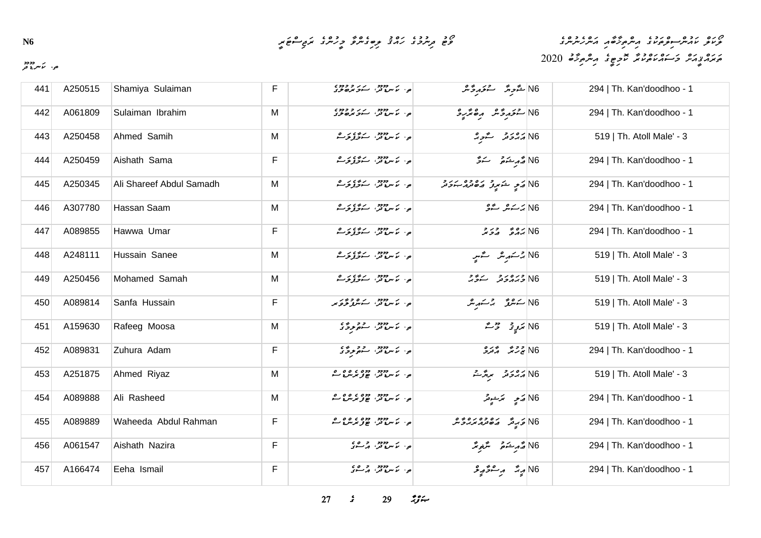| 441 | A250515 | Shamiya Sulaiman | F | ތ.ކަނޑޫދޫ، ސަމަރބްރީޒް | N6 ޝާމިޔާ ސުލައިމާން | 294 \| Th. Kan'doodhoo - 1 |
|---|---|---|---|---|---|---|
| 442 | A061809 | Sulaiman Ibrahim | M | ތ. ކަނޑޫދޫ، ސަމަރބްރީޒް | N6 ސުލައިމާން އިބްރާހީމް | 294 \| Th. Kan'doodhoo - 1 |
| 443 | A250458 | Ahmed Samih | M | ތ. ކަނޑޫދޫ، ސަވޭރަސް | N6 އަހްމަދު ސާމިހު | 519 \| Th. Atoll Male' - 3 |
| 444 | A250459 | Aishath Sama | F | ތ. ކަނޑޫދޫ، ސަވޭރަސް | N6 އާއިޝަތު ސަމާ | 294 \| Th. Kan'doodhoo - 1 |
| 445 | A250345 | Ali Shareef Abdul Samadh | M | ތ. ކަނޑޫދޫ، ސަވޭރަސް | N6 އަލީ ޝަރީފް އަބްދުލްސަމަދު | 294 \| Th. Kan'doodhoo - 1 |
| 446 | A307780 | Hassan Saam | M | ތ. ކަނޑޫދޫ، ސަވޭރަސް | N6 ހަސަން ސާމް | 294 \| Th. Kan'doodhoo - 1 |
| 447 | A089855 | Hawwa Umar | F | ތ. ކަނޑޫދޫ، ސަވޭރަސް | N6 ހައްވާ އުމަރު | 294 \| Th. Kan'doodhoo - 1 |
| 448 | A248111 | Hussain Sanee | M | ތ. ކަނޑޫދޫ، ސަވޭރަސް | N6 ހުސައިން ސާނީ | 519 \| Th. Atoll Male' - 3 |
| 449 | A250456 | Mohamed Samah | M | ތ. ކަނޑޫދޫ، ސަވޭރަސް | N6 މުހައްމަދު ސަމާހު | 519 \| Th. Atoll Male' - 3 |
| 450 | A089814 | Sanfa Hussain | F | ތ. ކަނޑޫދޫ، ސަންފްލަވަރ | N6 ސަންފާ ހުސައިން | 519 \| Th. Atoll Male' - 3 |
| 451 | A159630 | Rafeeg Moosa | M | ތ. ކަނޑޫދޫ، ސުވިލިމާގެ | N6 ރަފީގު މޫސާ | 519 \| Th. Atoll Male' - 3 |
| 452 | A089831 | Zuhura Adam | F | ތ. ކަނޑޫދޫ، ސުވިލިމާގެ | N6 ޒުހުރާ އާދަމް | 294 \| Th. Kan'doodhoo - 1 |
| 453 | A251875 | Ahmed Riyaz | M | ތ. ކަނޑޫދޫ، ޗޫޒްރޯޒް ސް | N6 އަހްމަދު ރިޔާޒް | 519 \| Th. Atoll Male' - 3 |
| 454 | A089888 | Ali Rasheed | M | ތ. ކަނޑޫދޫ، ޗޫޒްރޯޒް ސް | N6 އަލީ ރަޝީދު | 294 \| Th. Kan'doodhoo - 1 |
| 455 | A089889 | Waheeda Abdul Rahman | F | ތ. ކަނޑޫދޫ، ޗޫޒްރޯޒް ސް | N6 ވަހީދާ އަބްދުއްރަޙްމާން | 294 \| Th. Kan'doodhoo - 1 |
| 456 | A061547 | Aishath Nazira | F | ތ. ކަނޑޫދޫ، ޢުސޫގެ | N6 އާއިޝަތު ނާޒިރާ | 294 \| Th. Kan'doodhoo - 1 |
| 457 | A166474 | Eeha Ismail | F | ތ. ކަނޑޫދޫ، ޢުސޫގެ | N6 އީހާ އިސްމާޢީލް | 294 \| Th. Kan'doodhoo - 1 |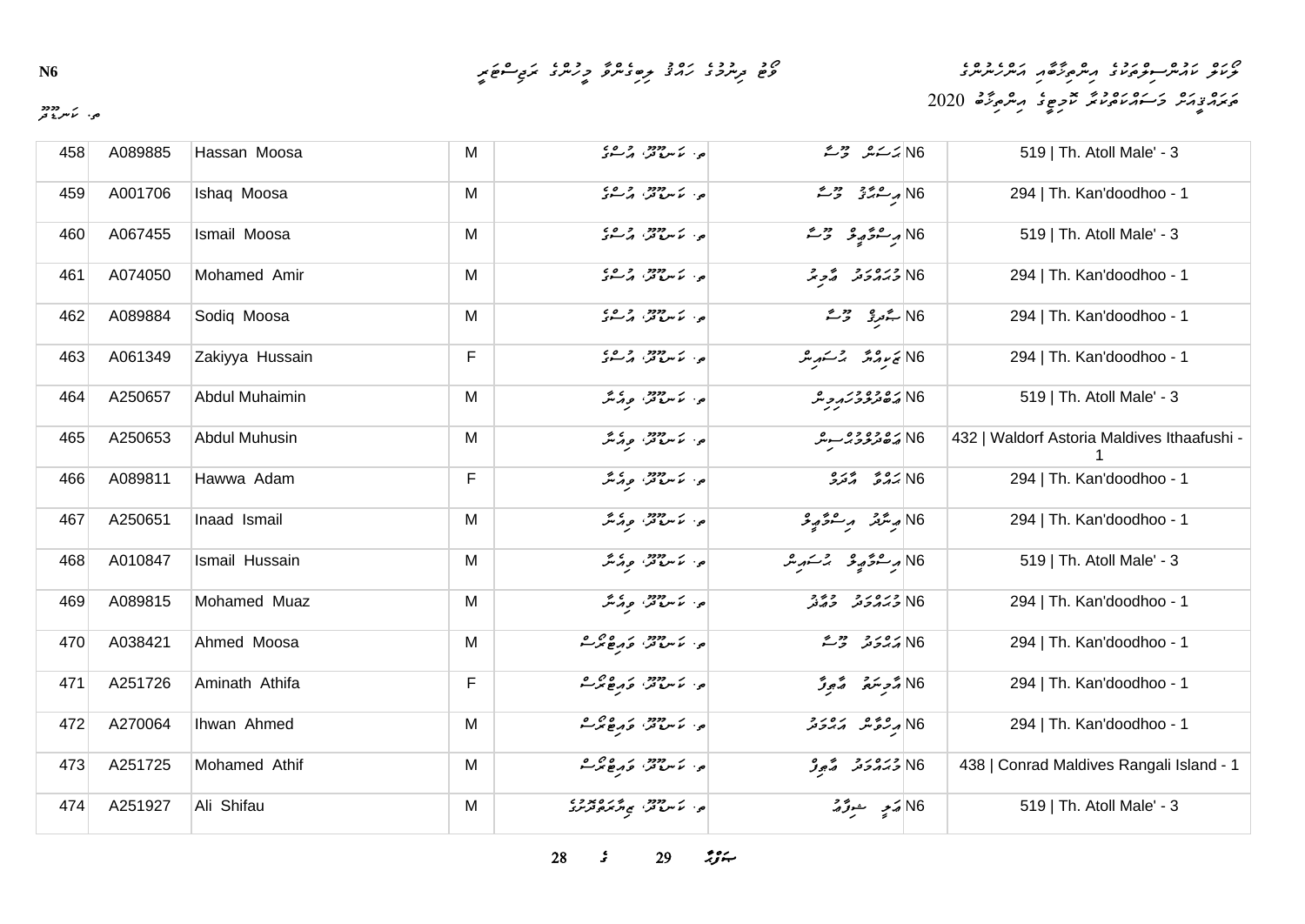| 458 | A089885 | Hassan Moosa | M | ތ. ކަނޑޫ، ޢާސަވީ | N6 ހަސަން މޫސާ | 519 \| Th. Atoll Male' - 3 |
|---|---|---|---|---|---|---|
| 459 | A001706 | Ishaq Moosa | M | ތ. ކަނޑޫ، ޢާސަވީ | N6 އިސްޙާޤު މޫސާ | 294 \| Th. Kan'doodhoo - 1 |
| 460 | A067455 | Ismail Moosa | M | ތ. ކަނޑޫ، ޢާސަވީ | N6 އިސްމާޢީލް މޫސާ | 519 \| Th. Atoll Male' - 3 |
| 461 | A074050 | Mohamed Amir | M | ތ. ކަނޑޫ، ޢާސަވީ | N6 މުޙައްމަދު އާމިރު | 294 \| Th. Kan'doodhoo - 1 |
| 462 | A089884 | Sodiq Moosa | M | ތ. ކަނޑޫ، ޢާސަވީ | N6 ޞާދިޤު މޫސާ | 294 \| Th. Kan'doodhoo - 1 |
| 463 | A061349 | Zakiyya Hussain | F | ތ. ކަނޑޫ، ޢާސަވީ | N6 ޒަކިއްޔާ ހުސައިން | 294 \| Th. Kan'doodhoo - 1 |
| 464 | A250657 | Abdul Muhaimin | M | ތ. ކަނޑޫ، ވިއަނާ | N6 އަބްދުލްމުހައިމިން | 519 \| Th. Atoll Male' - 3 |
| 465 | A250653 | Abdul Muhusin | M | ތ. ކަނޑޫ، ވިއަނާ | N6 އަބްދުލްމުހުސިން | 432 \| Waldorf Astoria Maldives Ithaafushi - 1 |
| 466 | A089811 | Hawwa Adam | F | ތ. ކަނޑޫ، ވިއަނާ | N6 ހައްވާ އާދަމް | 294 \| Th. Kan'doodhoo - 1 |
| 467 | A250651 | Inaad Ismail | M | ތ. ކަނޑޫ، ވިއަނާ | N6 އިނާދު އިސްމާޢީލް | 294 \| Th. Kan'doodhoo - 1 |
| 468 | A010847 | Ismail Hussain | M | ތ. ކަނޑޫ، ވިއަނާ | N6 އިސްމާޢީލް ހުސައިން | 519 \| Th. Atoll Male' - 3 |
| 469 | A089815 | Mohamed Muaz | M | ތ. ކަނޑޫ، ވިއަނާ | N6 މުޙައްމަދު މުޢާޛު | 294 \| Th. Kan'doodhoo - 1 |
| 470 | A038421 | Ahmed Moosa | M | ތ. ކަނޑޫ، ވައިޓްރޯސް | N6 އަޙްމަދު މޫސާ | 294 \| Th. Kan'doodhoo - 1 |
| 471 | A251726 | Aminath Athifa | F | ތ. ކަނޑޫ، ވައިޓްރޯސް | N6 އާމިނަތު އާތިފާ | 294 \| Th. Kan'doodhoo - 1 |
| 472 | A270064 | Ihwan Ahmed | M | ތ. ކަނޑޫ، ވައިޓްރޯސް | N6 އިޚްވާން އަޙްމަދު | 294 \| Th. Kan'doodhoo - 1 |
| 473 | A251725 | Mohamed Athif | M | ތ. ކަނޑޫ، ވައިޓްރޯސް | N6 މުޙައްމަދު އާތިފު | 438 \| Conrad Maldives Rangali Island - 1 |
| 474 | A251927 | Ali Shifau | M | ތ. ކަނޑޫ، ޖިންޖަބީލުގެ | N6 އަލި ޝިފާއު | 519 \| Th. Atoll Male' - 3 |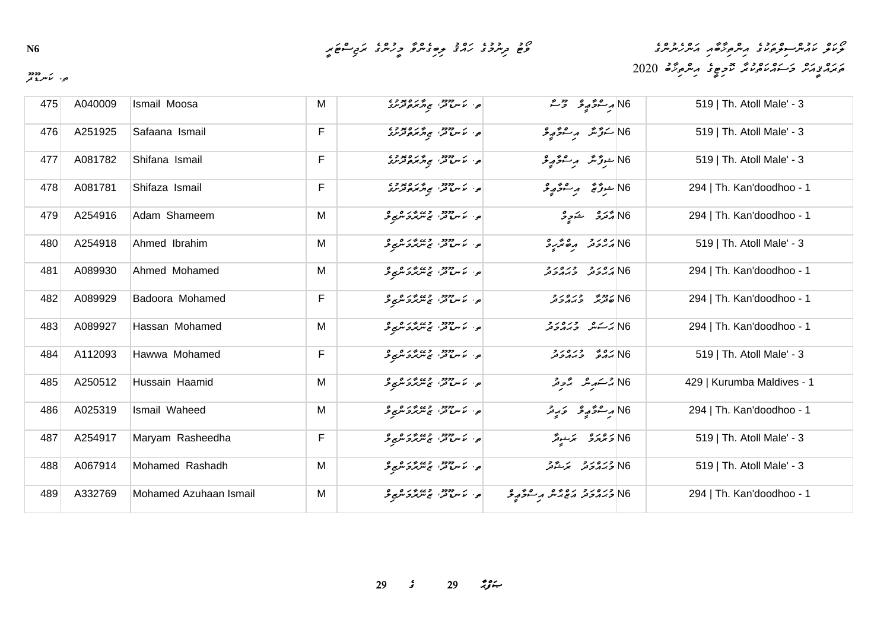| | | | | | | |
|---|---|---|---|---|---|---|
| 475 | A040009 | Ismail Moosa | M | ތ.ކަނޑޫދޫ، ޖިހާރަތުރަށް | N6 އިސްމާޢީލް މޫސާ | 519 \| Th. Atoll Male' - 3 |
| 476 | A251925 | Safaana Ismail | F | ތ. ކަނޑޫދޫ، ޖިހާރަތުރަށް | N6 ސަފާނާ އިސްމާޢީލް | 519 \| Th. Atoll Male' - 3 |
| 477 | A081782 | Shifana Ismail | F | ތ. ކަނޑޫދޫ، ޖިހާރަތުރަށް | N6 ޝިފާނާ އިސްމާޢީލް | 519 \| Th. Atoll Male' - 3 |
| 478 | A081781 | Shifaza Ismail | F | ތ. ކަނޑޫދޫ، ޖިހާރަތުރަށް | N6 ޝިފާޒާ އިސްމާޢީލް | 294 \| Th. Kan'doodhoo - 1 |
| 479 | A254916 | Adam Shameem | M | ތ. ކަނޑޫދޫ، ޖަނަނަމަލްގެ | N6 އާދަމް ޝަމީމް | 294 \| Th. Kan'doodhoo - 1 |
| 480 | A254918 | Ahmed Ibrahim | M | ތ. ކަނޑޫދޫ، ޖަނަނަމަލްގެ | N6 އަހުމަދު އިބްރާހީމް | 519 \| Th. Atoll Male' - 3 |
| 481 | A089930 | Ahmed Mohamed | M | ތ. ކަނޑޫދޫ، ޖަނަނަމަލްގެ | N6 އަހުމަދު މުހައްމަދު | 294 \| Th. Kan'doodhoo - 1 |
| 482 | A089929 | Badoora Mohamed | F | ތ. ކަނޑޫދޫ، ޖަނަނަމަލްގެ | N6 ބަދޫރާ މުހައްމަދު | 294 \| Th. Kan'doodhoo - 1 |
| 483 | A089927 | Hassan Mohamed | M | ތ. ކަނޑޫދޫ، ޖަނަނަމަލްގެ | N6 ހަސަން މުހައްމަދު | 294 \| Th. Kan'doodhoo - 1 |
| 484 | A112093 | Hawwa Mohamed | F | ތ. ކަނޑޫދޫ، ޖަނަނަމަލްގެ | N6 ހައްވާ މުހައްމަދު | 519 \| Th. Atoll Male' - 3 |
| 485 | A250512 | Hussain Haamid | M | ތ. ކަނޑޫދޫ، ޖަނަނަމަލްގެ | N6 ހުސައިން ހާމިދު | 429 \| Kurumba Maldives - 1 |
| 486 | A025319 | Ismail Waheed | M | ތ. ކަނޑޫދޫ، ޖަނަނަމަލްގެ | N6 އިސްމާޢީލް ވަހީދު | 294 \| Th. Kan'doodhoo - 1 |
| 487 | A254917 | Maryam Rasheedha | F | ތ. ކަނޑޫދޫ، ޖަނަނަމަލްގެ | N6 މަރްޔަމް ރަޝީދާ | 519 \| Th. Atoll Male' - 3 |
| 488 | A067914 | Mohamed Rashadh | M | ތ. ކަނޑޫދޫ، ޖަނަނަމަލްގެ | N6 މުހައްމަދު ރަޝާދު | 519 \| Th. Atoll Male' - 3 |
| 489 | A332769 | Mohamed Azuhaan Ismail | M | ތ. ކަނޑޫދޫ، ޖަނަނަމަލްގެ | N6 މުހައްމަދު އަޒުހާން އިސްމާޢީލް | 294 \| Th. Kan'doodhoo - 1 |